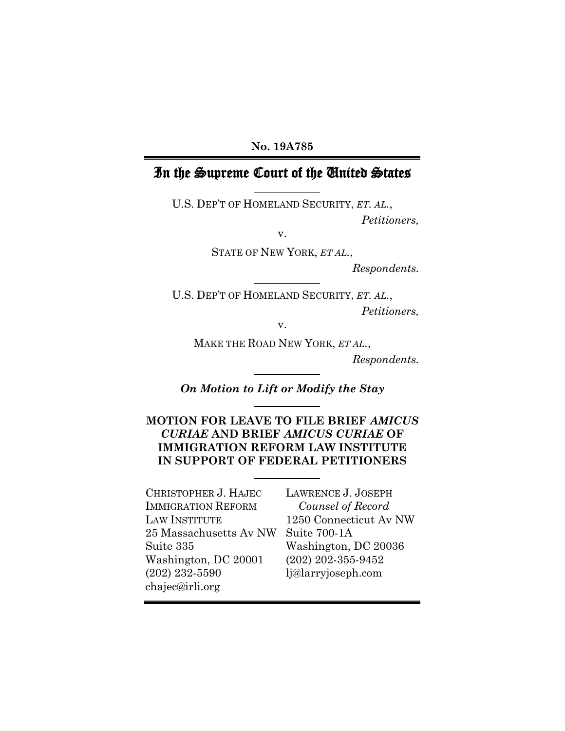**No. 19A785**

# In the Supreme Court of the United States

U.S. DEP'T OF HOMELAND SECURITY, *ET. AL.*,
*Petitioners,*

v.

STATE OF NEW YORK, *ET AL.*,
*Respondents.*

---

U.S. DEP'T OF HOMELAND SECURITY, *ET. AL.*,
*Petitioners,*

v.

MAKE THE ROAD NEW YORK, *ET AL.*,
*Respondents.*

---

***On Motion to Lift or Modify the Stay***

---

**MOTION FOR LEAVE TO FILE BRIEF *AMICUS CURIAE* AND BRIEF *AMICUS CURIAE* OF IMMIGRATION REFORM LAW INSTITUTE IN SUPPORT OF FEDERAL PETITIONERS**

---

CHRISTOPHER J. HAJEC
IMMIGRATION REFORM LAW INSTITUTE
25 Massachusetts Av NW
Suite 335
Washington, DC 20001
(202) 232-5590
chajec@irli.org

LAWRENCE J. JOSEPH
*Counsel of Record*
1250 Connecticut Av NW
Suite 700-1A
Washington, DC 20036
(202) 202-355-9452
lj@larryjoseph.com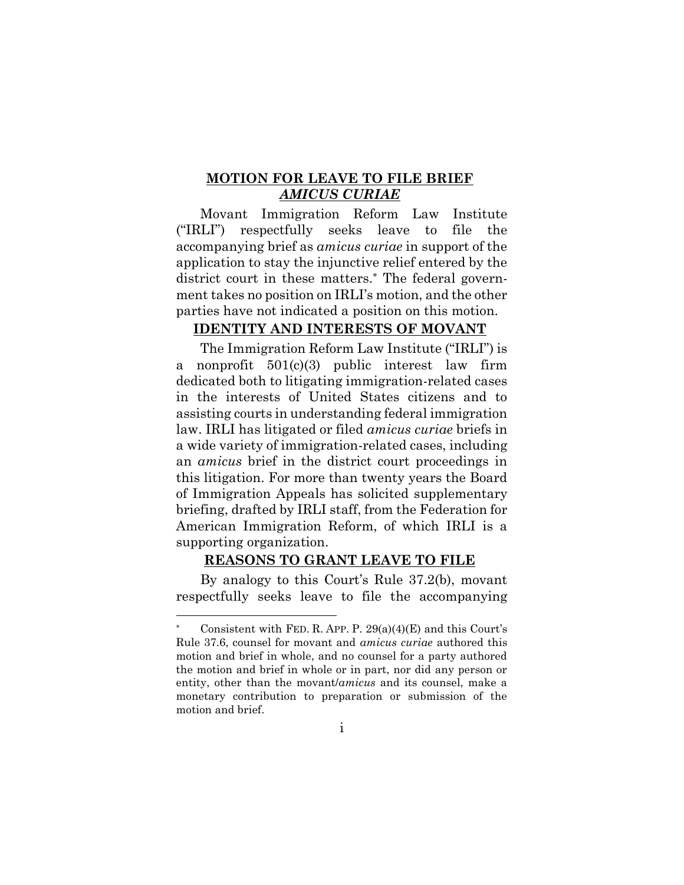## MOTION FOR LEAVE TO FILE BRIEF *AMICUS CURIAE*

Movant Immigration Reform Law Institute ("IRLI") respectfully seeks leave to file the accompanying brief as *amicus curiae* in support of the application to stay the injunctive relief entered by the district court in these matters.* The federal government takes no position on IRLI's motion, and the other parties have not indicated a position on this motion.

## IDENTITY AND INTERESTS OF MOVANT

The Immigration Reform Law Institute ("IRLI") is a nonprofit 501(c)(3) public interest law firm dedicated both to litigating immigration-related cases in the interests of United States citizens and to assisting courts in understanding federal immigration law. IRLI has litigated or filed *amicus curiae* briefs in a wide variety of immigration-related cases, including an *amicus* brief in the district court proceedings in this litigation. For more than twenty years the Board of Immigration Appeals has solicited supplementary briefing, drafted by IRLI staff, from the Federation for American Immigration Reform, of which IRLI is a supporting organization.

## REASONS TO GRANT LEAVE TO FILE

By analogy to this Court's Rule 37.2(b), movant respectfully seeks leave to file the accompanying

---

\* Consistent with FED. R. APP. P. 29(a)(4)(E) and this Court's Rule 37.6, counsel for movant and *amicus curiae* authored this motion and brief in whole, and no counsel for a party authored the motion and brief in whole or in part, nor did any person or entity, other than the movant/*amicus* and its counsel, make a monetary contribution to preparation or submission of the motion and brief.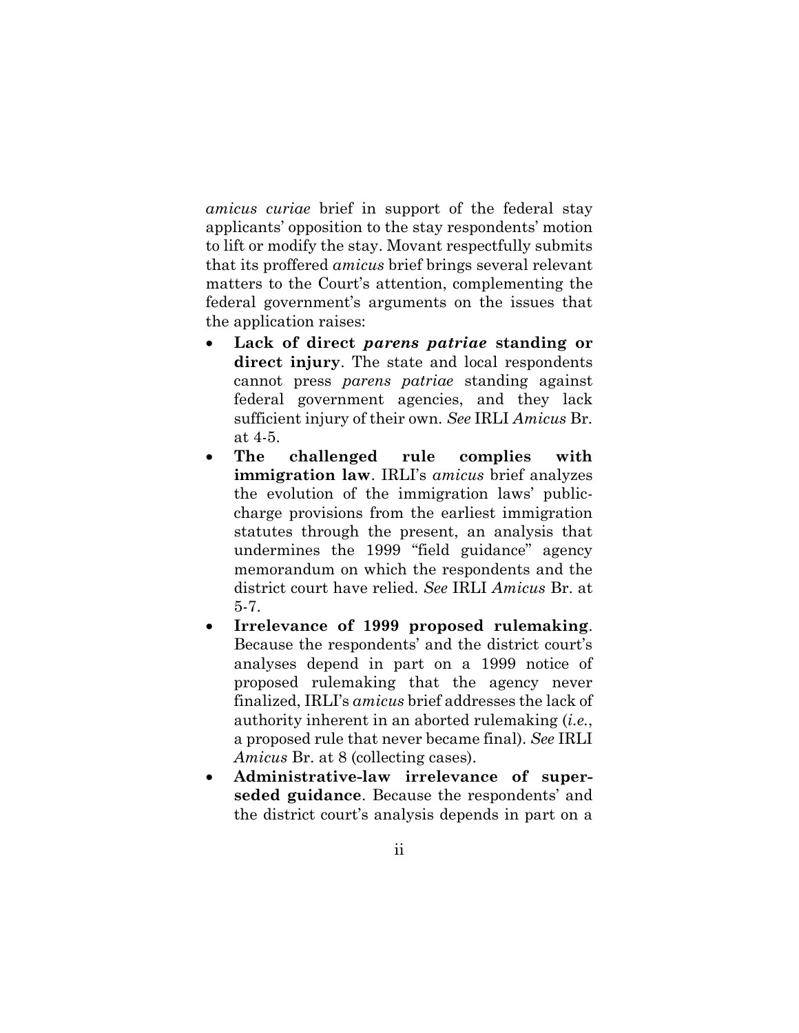*amicus curiae* brief in support of the federal stay applicants' opposition to the stay respondents' motion to lift or modify the stay. Movant respectfully submits that its proffered *amicus* brief brings several relevant matters to the Court's attention, complementing the federal government's arguments on the issues that the application raises:

- **Lack of direct *parens patriae* standing or direct injury**. The state and local respondents cannot press *parens patriae* standing against federal government agencies, and they lack sufficient injury of their own. *See* IRLI *Amicus* Br. at 4-5.
- **The challenged rule complies with immigration law**. IRLI's *amicus* brief analyzes the evolution of the immigration laws' public-charge provisions from the earliest immigration statutes through the present, an analysis that undermines the 1999 "field guidance" agency memorandum on which the respondents and the district court have relied. *See* IRLI *Amicus* Br. at 5-7.
- **Irrelevance of 1999 proposed rulemaking**. Because the respondents' and the district court's analyses depend in part on a 1999 notice of proposed rulemaking that the agency never finalized, IRLI's *amicus* brief addresses the lack of authority inherent in an aborted rulemaking (*i.e.*, a proposed rule that never became final). *See* IRLI *Amicus* Br. at 8 (collecting cases).
- **Administrative-law irrelevance of superseded guidance**. Because the respondents' and the district court's analysis depends in part on a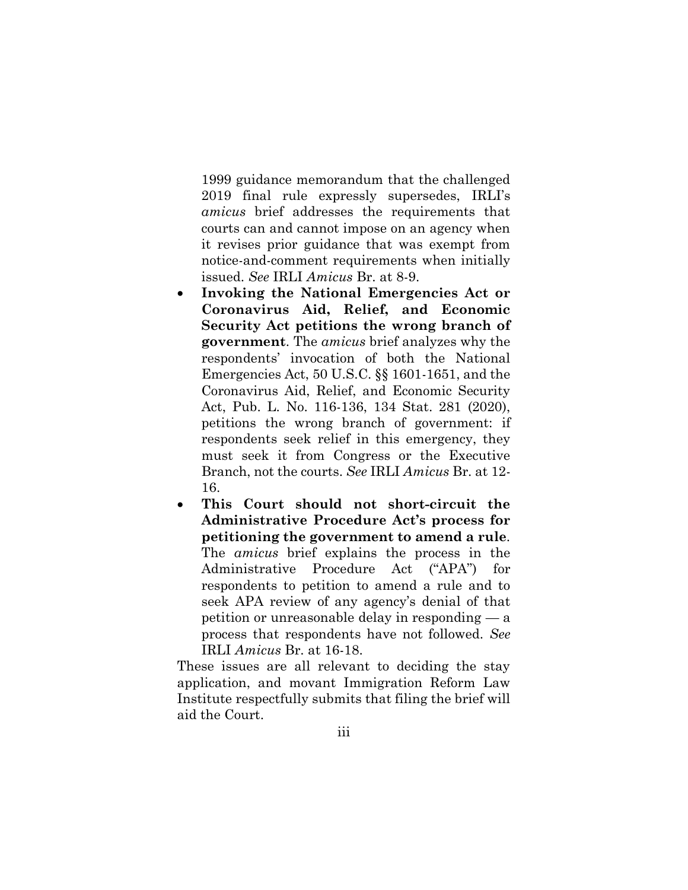1999 guidance memorandum that the challenged 2019 final rule expressly supersedes, IRLI's *amicus* brief addresses the requirements that courts can and cannot impose on an agency when it revises prior guidance that was exempt from notice-and-comment requirements when initially issued. *See* IRLI *Amicus* Br. at 8-9.

- **Invoking the National Emergencies Act or Coronavirus Aid, Relief, and Economic Security Act petitions the wrong branch of government**. The *amicus* brief analyzes why the respondents' invocation of both the National Emergencies Act, 50 U.S.C. §§ 1601-1651, and the Coronavirus Aid, Relief, and Economic Security Act, Pub. L. No. 116-136, 134 Stat. 281 (2020), petitions the wrong branch of government: if respondents seek relief in this emergency, they must seek it from Congress or the Executive Branch, not the courts. *See* IRLI *Amicus* Br. at 12-16.
- **This Court should not short-circuit the Administrative Procedure Act's process for petitioning the government to amend a rule**. The *amicus* brief explains the process in the Administrative Procedure Act ("APA") for respondents to petition to amend a rule and to seek APA review of any agency's denial of that petition or unreasonable delay in responding — a process that respondents have not followed. *See* IRLI *Amicus* Br. at 16-18.

These issues are all relevant to deciding the stay application, and movant Immigration Reform Law Institute respectfully submits that filing the brief will aid the Court.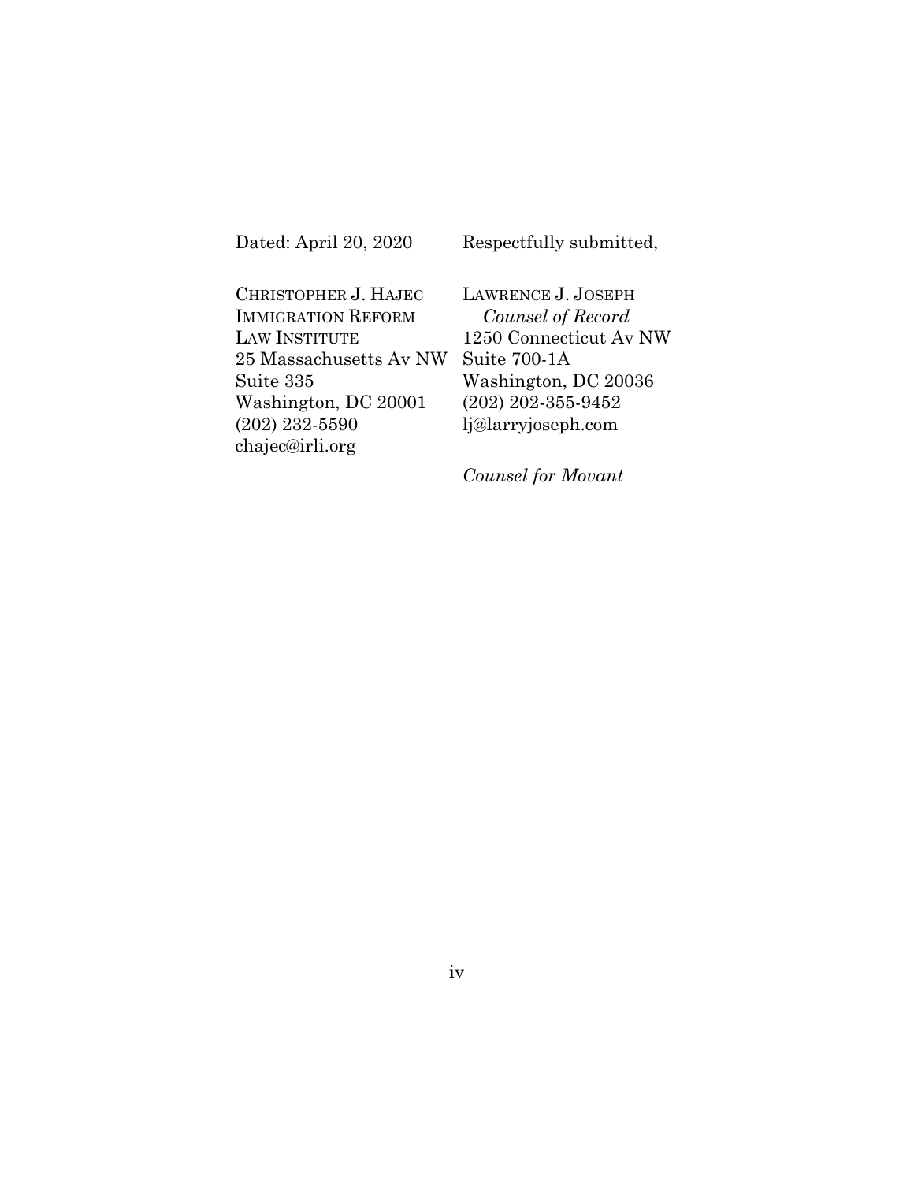Dated: April 20, 2020

Respectfully submitted,

CHRISTOPHER J. HAJEC
IMMIGRATION REFORM
LAW INSTITUTE
25 Massachusetts Av NW
Suite 335
Washington, DC 20001
(202) 232-5590
chajec@irli.org

LAWRENCE J. JOSEPH
*Counsel of Record*
1250 Connecticut Av NW
Suite 700-1A
Washington, DC 20036
(202) 202-355-9452
lj@larryjoseph.com

*Counsel for Movant*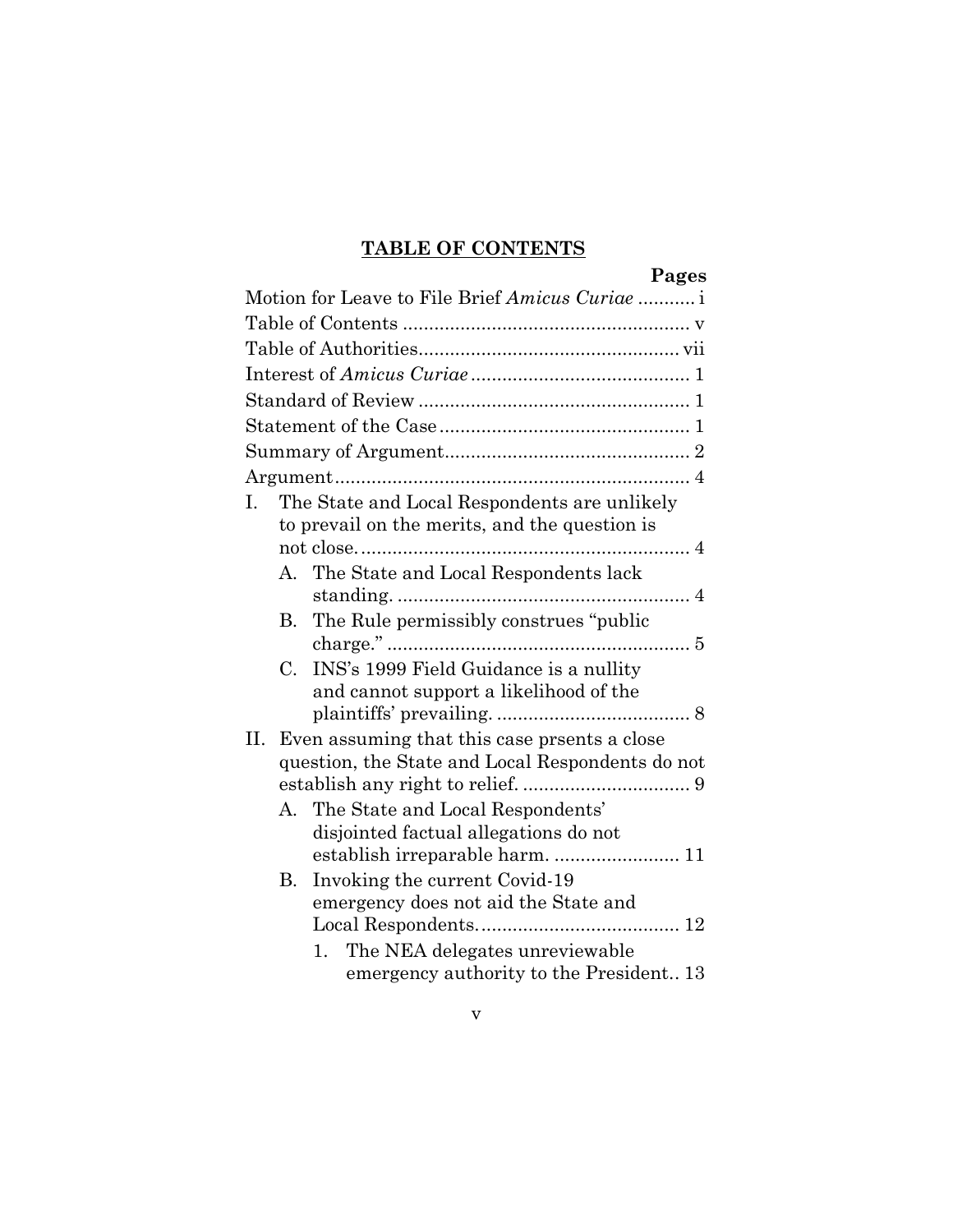## TABLE OF CONTENTS

**Pages**

Motion for Leave to File Brief *Amicus Curiae* ........... i

Table of Contents ....................................................... v

Table of Authorities................................................. vii

Interest of *Amicus Curiae* .......................................... 1

Standard of Review .................................................... 1

Statement of the Case ................................................ 1

Summary of Argument............................................... 2

Argument.................................................................... 4

I. The State and Local Respondents are unlikely to prevail on the merits, and the question is not close. ............................................................... 4

   A. The State and Local Respondents lack standing. ....................................................... 4

   B. The Rule permissibly construes “public charge.” ......................................................... 5

   C. INS’s 1999 Field Guidance is a nullity and cannot support a likelihood of the plaintiffs’ prevailing. .................................... 8

II. Even assuming that this case prsents a close question, the State and Local Respondents do not establish any right to relief. ................................ 9

   A. The State and Local Respondents’ disjointed factual allegations do not establish irreparable harm. ........................ 11

   B. Invoking the current Covid-19 emergency does not aid the State and Local Respondents....................................... 12

      1. The NEA delegates unreviewable emergency authority to the President.. 13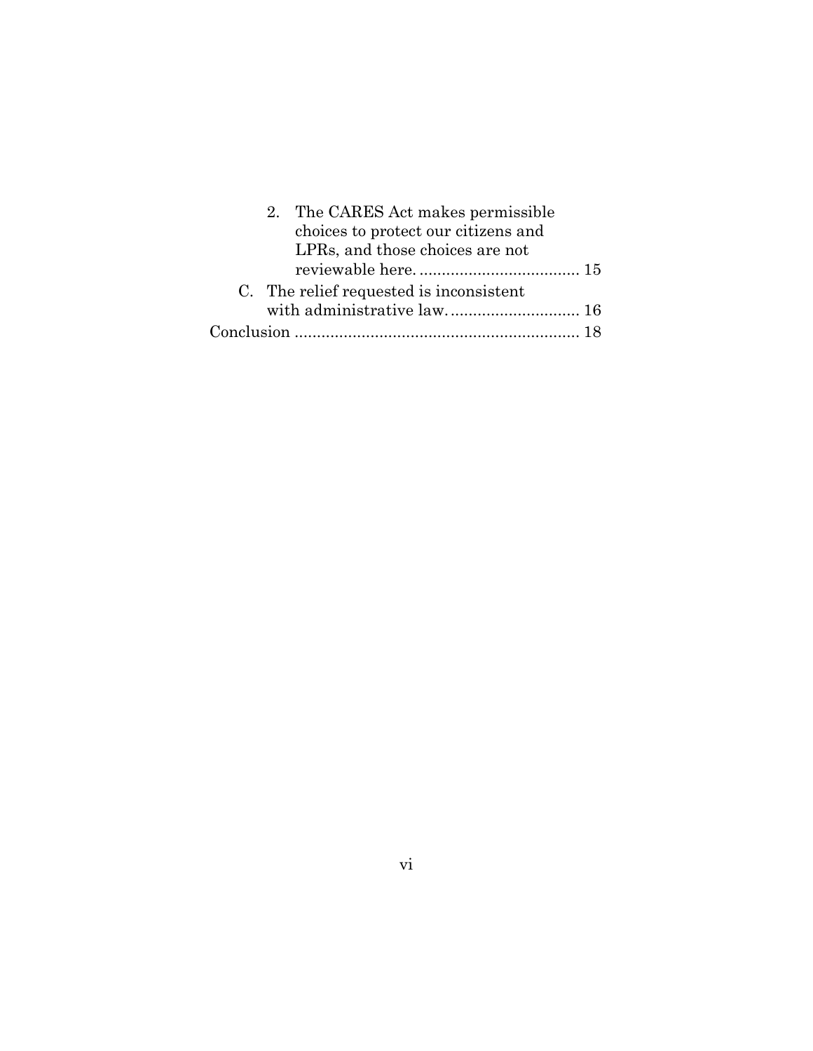2. The CARES Act makes permissible choices to protect our citizens and LPRs, and those choices are not reviewable here. .................................... 15

C. The relief requested is inconsistent with administrative law. ............................ 16

Conclusion ............................................................... 18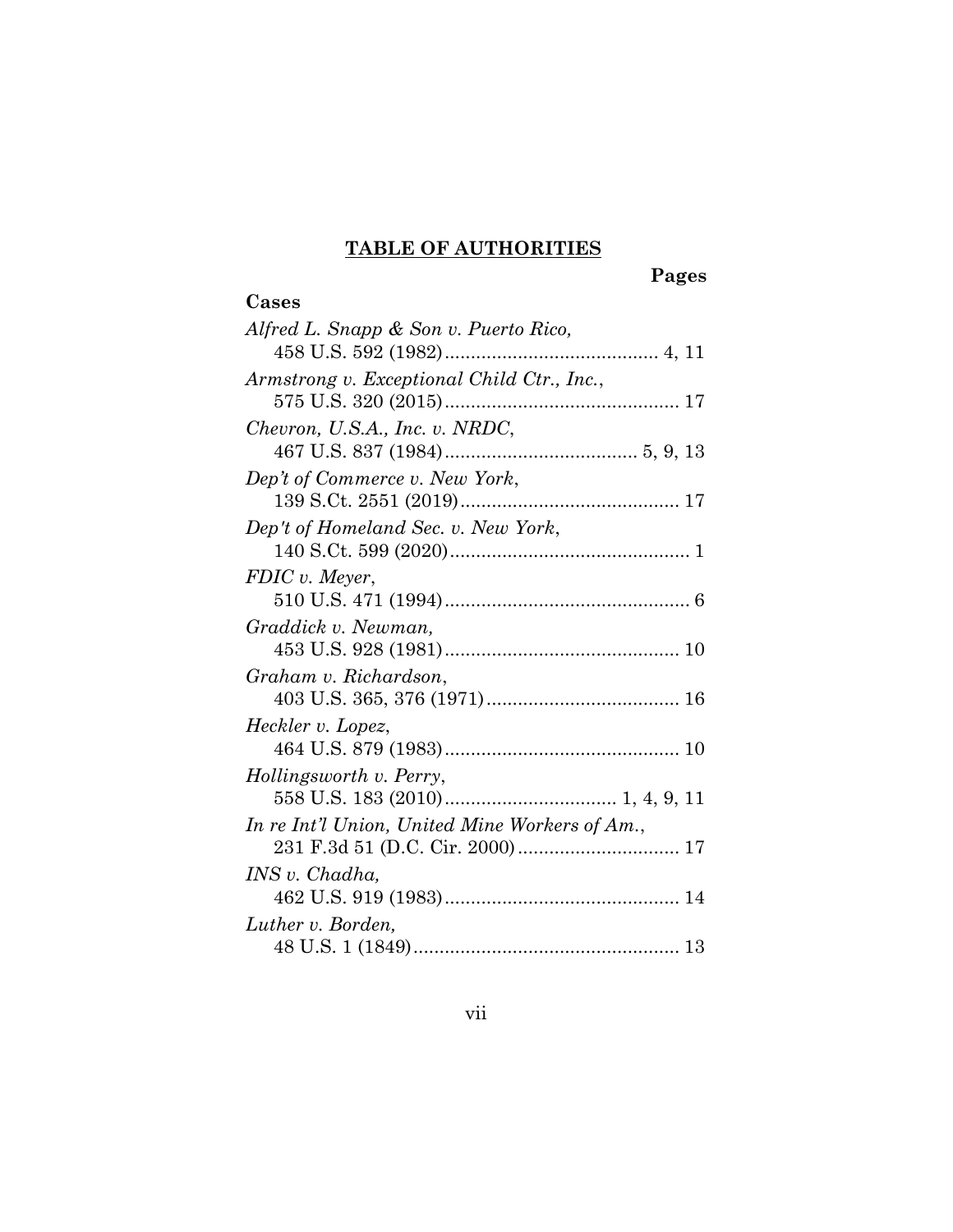## TABLE OF AUTHORITIES

**Pages**

**Cases**

*Alfred L. Snapp & Son v. Puerto Rico,*
458 U.S. 592 (1982) ........................................ 4, 11

*Armstrong v. Exceptional Child Ctr., Inc.*,
575 U.S. 320 (2015) ............................................ 17

*Chevron, U.S.A., Inc. v. NRDC*,
467 U.S. 837 (1984) .................................... 5, 9, 13

*Dep't of Commerce v. New York*,
139 S.Ct. 2551 (2019) .......................................... 17

*Dep't of Homeland Sec. v. New York*,
140 S.Ct. 599 (2020) .............................................. 1

*FDIC v. Meyer*,
510 U.S. 471 (1994) ............................................... 6

*Graddick v. Newman,*
453 U.S. 928 (1981) ............................................ 10

*Graham v. Richardson*,
403 U.S. 365, 376 (1971) .................................... 16

*Heckler v. Lopez*,
464 U.S. 879 (1983) ............................................ 10

*Hollingsworth v. Perry*,
558 U.S. 183 (2010) ................................ 1, 4, 9, 11

*In re Int'l Union, United Mine Workers of Am.*,
231 F.3d 51 (D.C. Cir. 2000) .............................. 17

*INS v. Chadha,*
462 U.S. 919 (1983) ............................................ 14

*Luther v. Borden,*
48 U.S. 1 (1849) .................................................. 13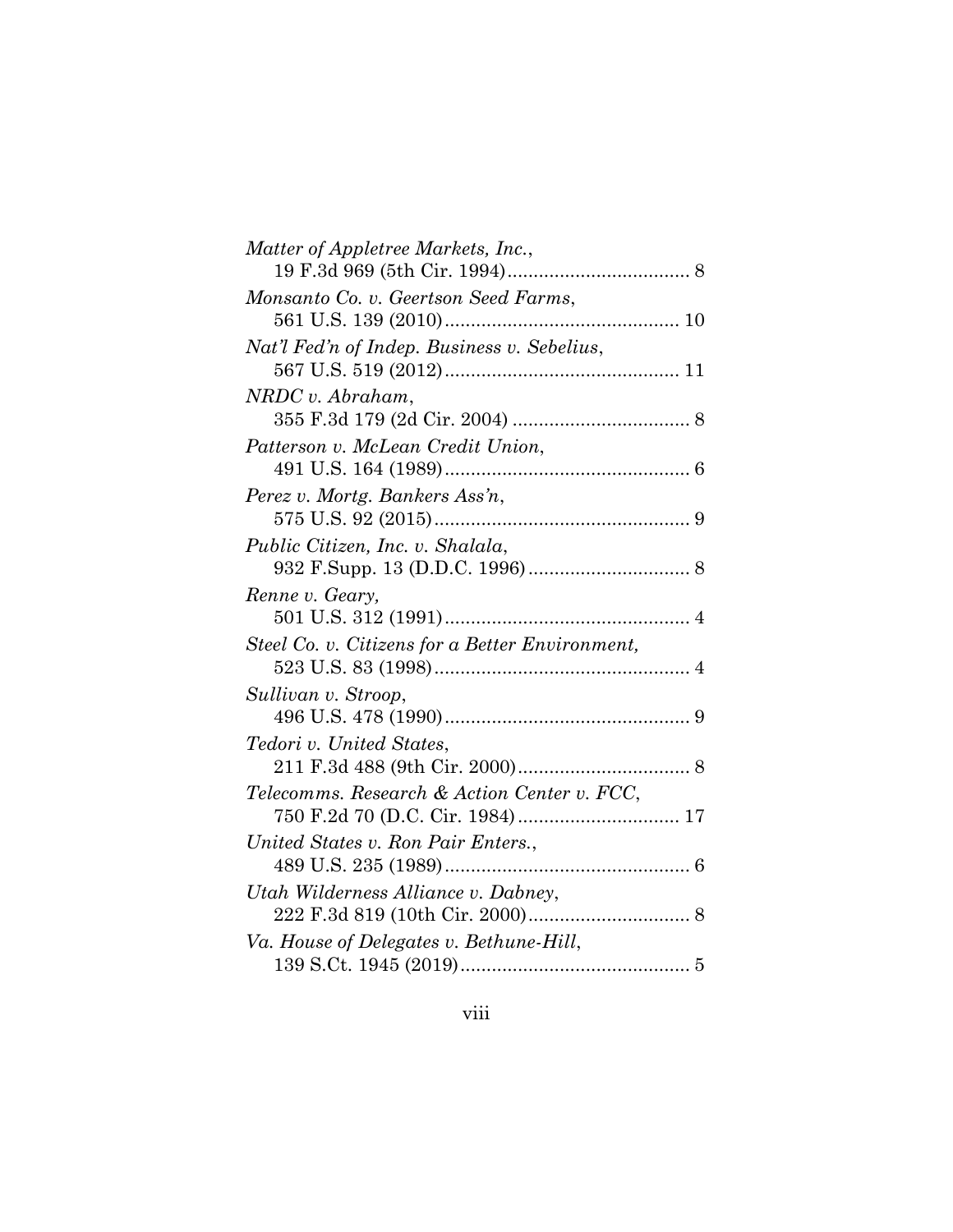*Matter of Appletree Markets, Inc.*,
19 F.3d 969 (5th Cir. 1994).................................. 8

*Monsanto Co. v. Geertson Seed Farms*,
561 U.S. 139 (2010)............................................ 10

*Nat'l Fed'n of Indep. Business v. Sebelius*,
567 U.S. 519 (2012)............................................ 11

*NRDC v. Abraham*,
355 F.3d 179 (2d Cir. 2004) .................................. 8

*Patterson v. McLean Credit Union*,
491 U.S. 164 (1989).............................................. 6

*Perez v. Mortg. Bankers Ass'n*,
575 U.S. 92 (2015)................................................ 9

*Public Citizen, Inc. v. Shalala*,
932 F.Supp. 13 (D.D.C. 1996).............................. 8

*Renne v. Geary,*
501 U.S. 312 (1991).............................................. 4

*Steel Co. v. Citizens for a Better Environment,*
523 U.S. 83 (1998)................................................ 4

*Sullivan v. Stroop*,
496 U.S. 478 (1990).............................................. 9

*Tedori v. United States*,
211 F.3d 488 (9th Cir. 2000)................................ 8

*Telecomms. Research & Action Center v. FCC*,
750 F.2d 70 (D.C. Cir. 1984).............................. 17

*United States v. Ron Pair Enters.*,
489 U.S. 235 (1989).............................................. 6

*Utah Wilderness Alliance v. Dabney*,
222 F.3d 819 (10th Cir. 2000).............................. 8

*Va. House of Delegates v. Bethune-Hill*,
139 S.Ct. 1945 (2019)........................................... 5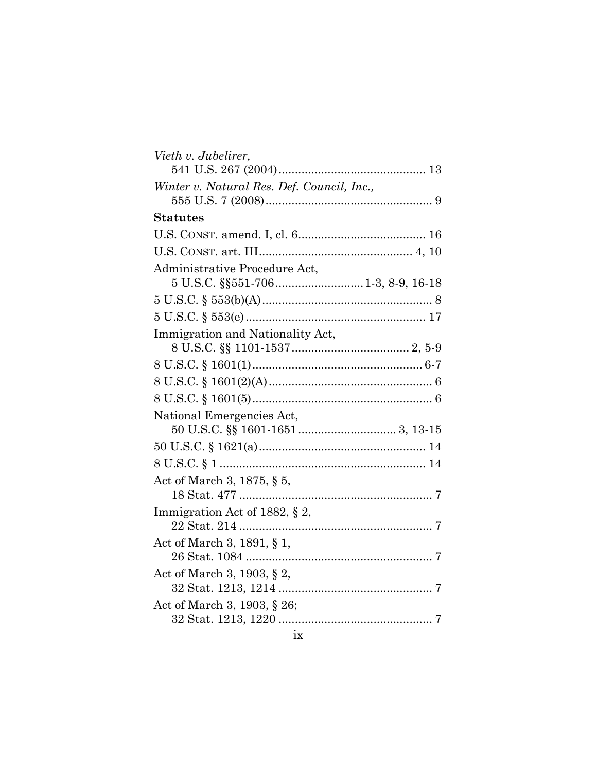*Vieth v. Jubelirer*,
541 U.S. 267 (2004) ............................................ 13

*Winter v. Natural Res. Def. Council, Inc.*,
555 U.S. 7 (2008) .................................................. 9

**Statutes**

U.S. CONST. amend. I, cl. 6 ....................................... 16

U.S. CONST. art. III .............................................. 4, 10

Administrative Procedure Act,
5 U.S.C. §§551-706 .......................... 1-3, 8-9, 16-18

5 U.S.C. § 553(b)(A) .................................................... 8

5 U.S.C. § 553(e) ....................................................... 17

Immigration and Nationality Act,
8 U.S.C. §§ 1101-1537 .................................... 2, 5-9

8 U.S.C. § 1601(1) .................................................... 6-7

8 U.S.C. § 1601(2)(A) .................................................. 6

8 U.S.C. § 1601(5) ....................................................... 6

National Emergencies Act,
50 U.S.C. §§ 1601-1651 ............................. 3, 13-15

50 U.S.C. § 1621(a) ................................................... 14

8 U.S.C. § 1 ............................................................... 14

Act of March 3, 1875, § 5,
18 Stat. 477 ........................................................... 7

Immigration Act of 1882, § 2,
22 Stat. 214 ........................................................... 7

Act of March 3, 1891, § 1,
26 Stat. 1084 ......................................................... 7

Act of March 3, 1903, § 2,
32 Stat. 1213, 1214 ............................................... 7

Act of March 3, 1903, § 26;
32 Stat. 1213, 1220 ............................................... 7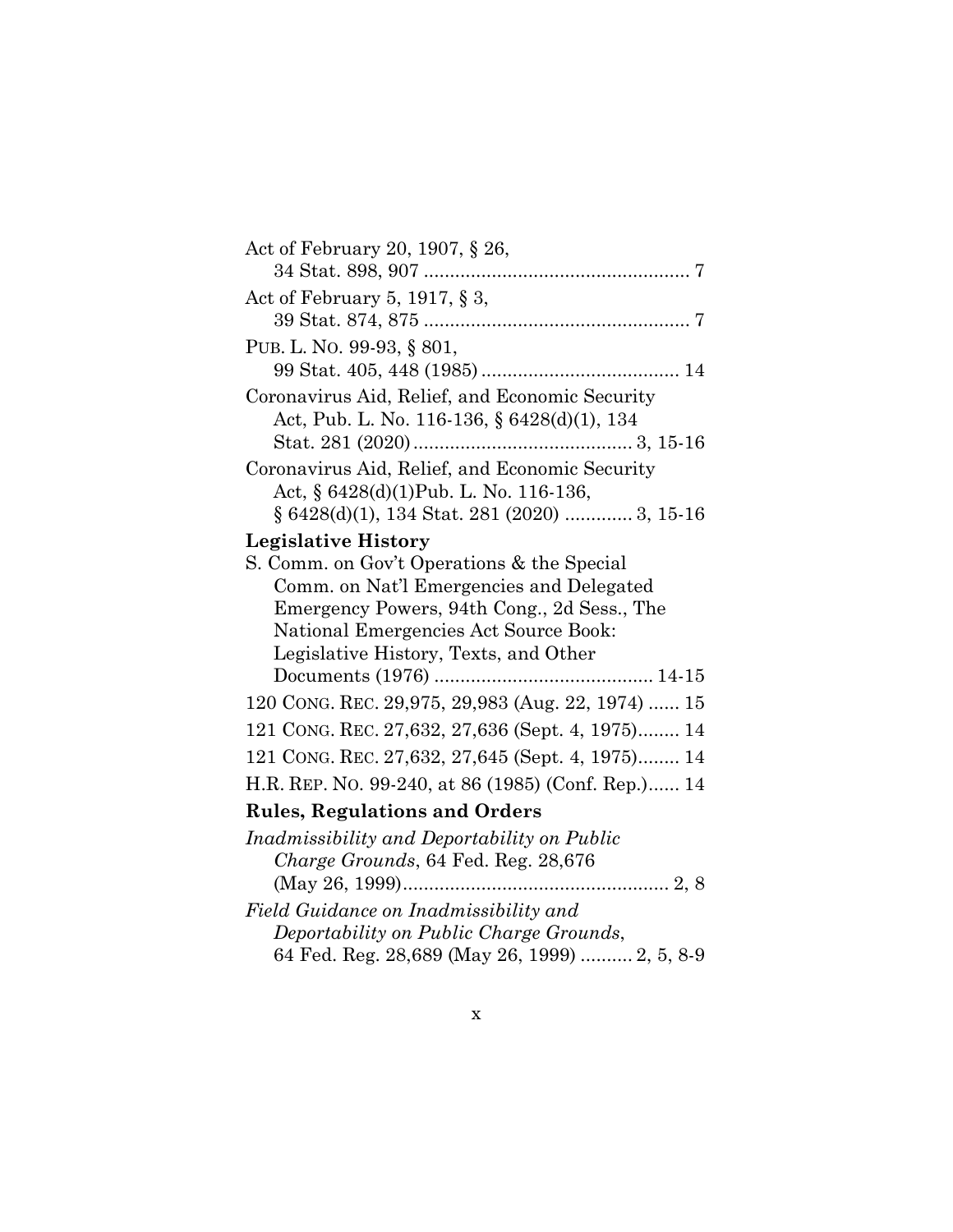Act of February 20, 1907, § 26,
34 Stat. 898, 907 .................................................. 7

Act of February 5, 1917, § 3,
39 Stat. 874, 875 .................................................. 7

PUB. L. NO. 99-93, § 801,
99 Stat. 405, 448 (1985) ..................................... 14

Coronavirus Aid, Relief, and Economic Security Act, Pub. L. No. 116-136, § 6428(d)(1), 134 Stat. 281 (2020) ......................................... 3, 15-16

Coronavirus Aid, Relief, and Economic Security Act, § 6428(d)(1)Pub. L. No. 116-136, § 6428(d)(1), 134 Stat. 281 (2020) ............ 3, 15-16

**Legislative History**

S. Comm. on Gov't Operations & the Special Comm. on Nat'l Emergencies and Delegated Emergency Powers, 94th Cong., 2d Sess., The National Emergencies Act Source Book: Legislative History, Texts, and Other Documents (1976) .......................................... 14-15

120 CONG. REC. 29,975, 29,983 (Aug. 22, 1974) ...... 15

121 CONG. REC. 27,632, 27,636 (Sept. 4, 1975)........ 14

121 CONG. REC. 27,632, 27,645 (Sept. 4, 1975)........ 14

H.R. REP. NO. 99-240, at 86 (1985) (Conf. Rep.)...... 14

**Rules, Regulations and Orders**

*Inadmissibility and Deportability on Public Charge Grounds*, 64 Fed. Reg. 28,676 (May 26, 1999).................................................. 2, 8

*Field Guidance on Inadmissibility and Deportability on Public Charge Grounds*, 64 Fed. Reg. 28,689 (May 26, 1999) .......... 2, 5, 8-9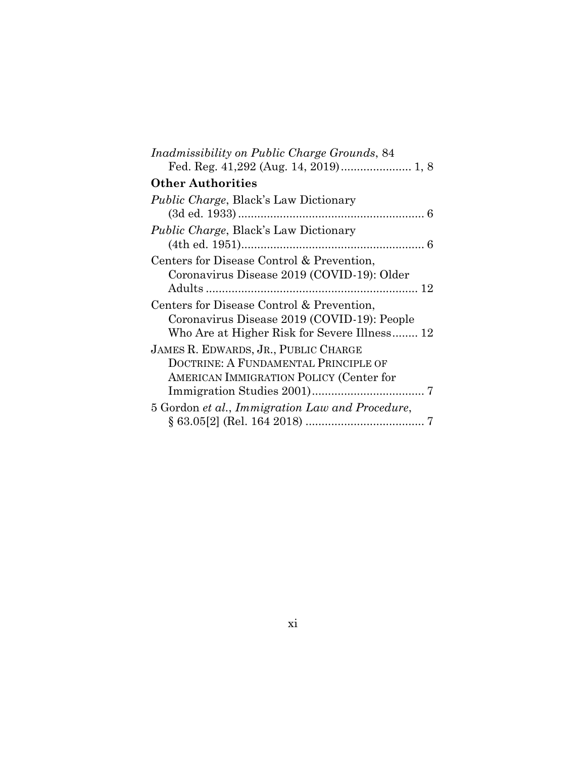*Inadmissibility on Public Charge Grounds*, 84 Fed. Reg. 41,292 (Aug. 14, 2019)...................... 1, 8

**Other Authorities**

*Public Charge*, Black's Law Dictionary (3d ed. 1933)........................................................... 6

*Public Charge*, Black's Law Dictionary (4th ed. 1951)......................................................... 6

Centers for Disease Control & Prevention, Coronavirus Disease 2019 (COVID-19): Older Adults .................................................................. 12

Centers for Disease Control & Prevention, Coronavirus Disease 2019 (COVID-19): People Who Are at Higher Risk for Severe Illness........ 12

JAMES R. EDWARDS, JR., PUBLIC CHARGE DOCTRINE: A FUNDAMENTAL PRINCIPLE OF AMERICAN IMMIGRATION POLICY (Center for Immigration Studies 2001)................................... 7

5 Gordon *et al.*, *Immigration Law and Procedure*, § 63.05[2] (Rel. 164 2018) ..................................... 7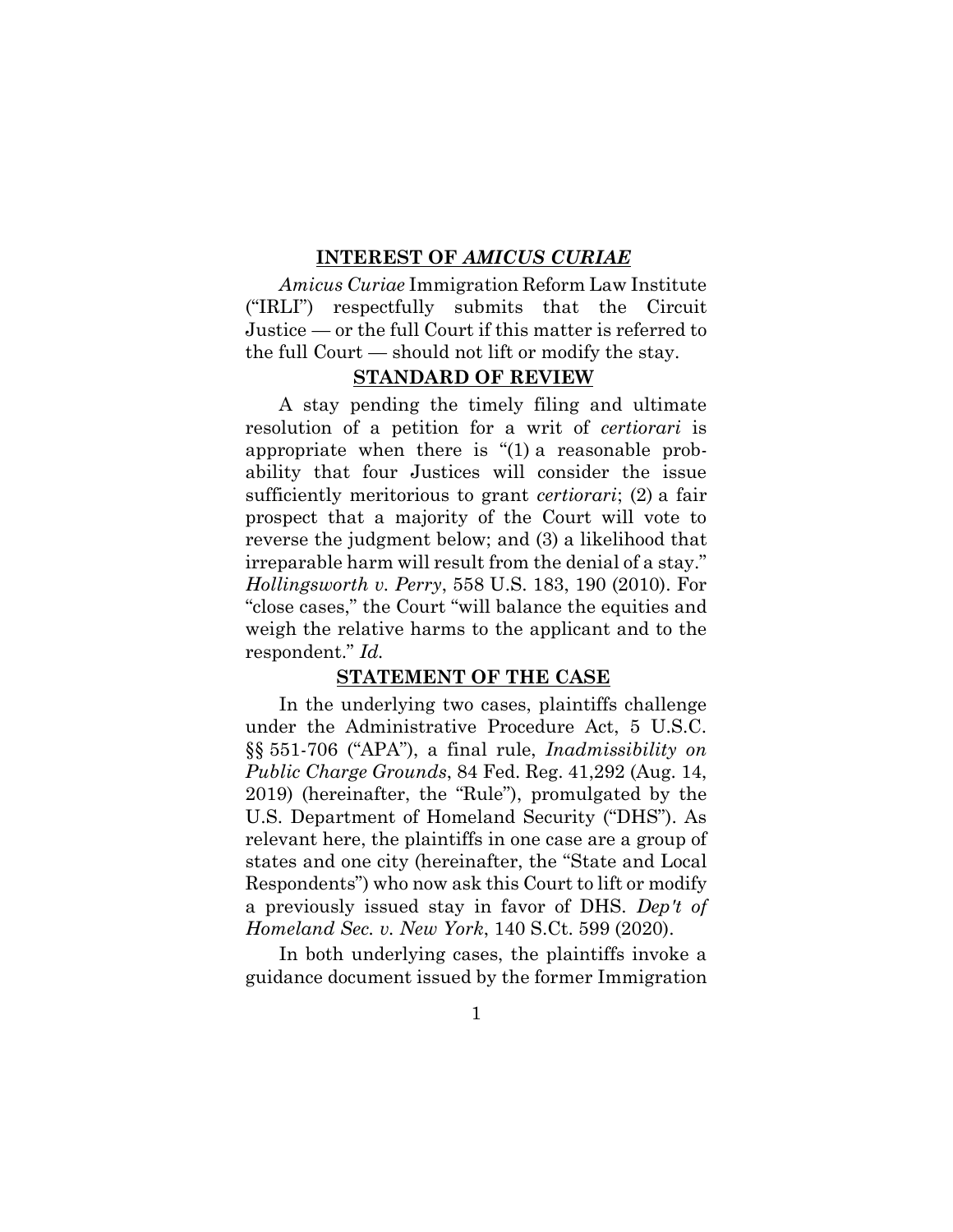## INTEREST OF *AMICUS CURIAE*

*Amicus Curiae* Immigration Reform Law Institute ("IRLI") respectfully submits that the Circuit Justice — or the full Court if this matter is referred to the full Court — should not lift or modify the stay.

## STANDARD OF REVIEW

A stay pending the timely filing and ultimate resolution of a petition for a writ of *certiorari* is appropriate when there is "(1) a reasonable probability that four Justices will consider the issue sufficiently meritorious to grant *certiorari*; (2) a fair prospect that a majority of the Court will vote to reverse the judgment below; and (3) a likelihood that irreparable harm will result from the denial of a stay." *Hollingsworth v. Perry*, 558 U.S. 183, 190 (2010). For "close cases," the Court "will balance the equities and weigh the relative harms to the applicant and to the respondent." *Id.*

## STATEMENT OF THE CASE

In the underlying two cases, plaintiffs challenge under the Administrative Procedure Act, 5 U.S.C. §§ 551-706 ("APA"), a final rule, *Inadmissibility on Public Charge Grounds*, 84 Fed. Reg. 41,292 (Aug. 14, 2019) (hereinafter, the "Rule"), promulgated by the U.S. Department of Homeland Security ("DHS"). As relevant here, the plaintiffs in one case are a group of states and one city (hereinafter, the "State and Local Respondents") who now ask this Court to lift or modify a previously issued stay in favor of DHS. *Dep't of Homeland Sec. v. New York*, 140 S.Ct. 599 (2020).

In both underlying cases, the plaintiffs invoke a guidance document issued by the former Immigration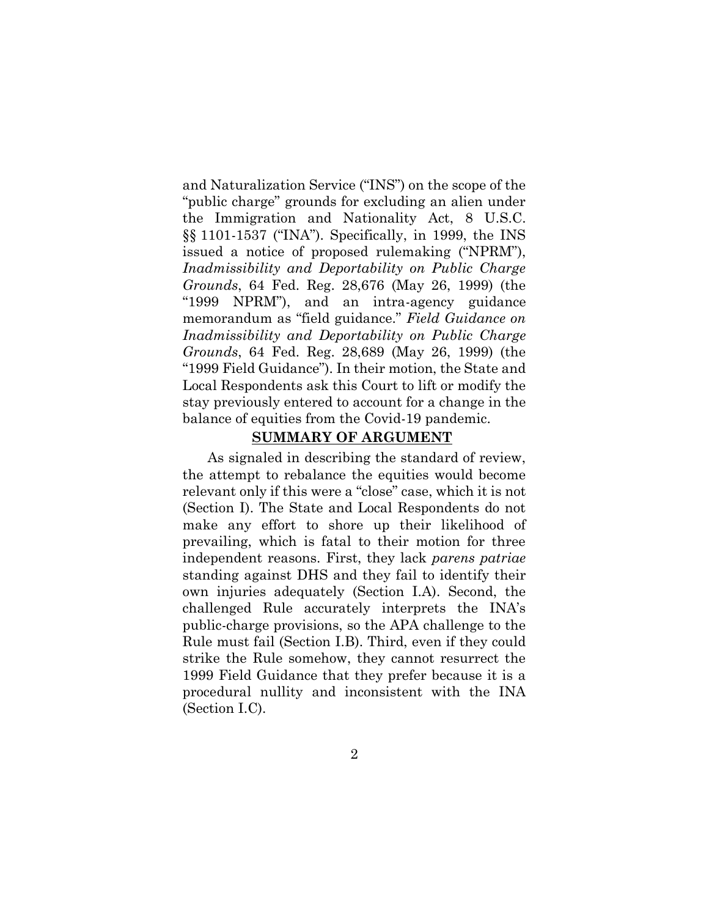and Naturalization Service ("INS") on the scope of the "public charge" grounds for excluding an alien under the Immigration and Nationality Act, 8 U.S.C. §§ 1101-1537 ("INA"). Specifically, in 1999, the INS issued a notice of proposed rulemaking ("NPRM"), *Inadmissibility and Deportability on Public Charge Grounds*, 64 Fed. Reg. 28,676 (May 26, 1999) (the "1999 NPRM"), and an intra-agency guidance memorandum as "field guidance." *Field Guidance on Inadmissibility and Deportability on Public Charge Grounds*, 64 Fed. Reg. 28,689 (May 26, 1999) (the "1999 Field Guidance"). In their motion, the State and Local Respondents ask this Court to lift or modify the stay previously entered to account for a change in the balance of equities from the Covid-19 pandemic.

## SUMMARY OF ARGUMENT

As signaled in describing the standard of review, the attempt to rebalance the equities would become relevant only if this were a "close" case, which it is not (Section I). The State and Local Respondents do not make any effort to shore up their likelihood of prevailing, which is fatal to their motion for three independent reasons. First, they lack *parens patriae* standing against DHS and they fail to identify their own injuries adequately (Section I.A). Second, the challenged Rule accurately interprets the INA's public-charge provisions, so the APA challenge to the Rule must fail (Section I.B). Third, even if they could strike the Rule somehow, they cannot resurrect the 1999 Field Guidance that they prefer because it is a procedural nullity and inconsistent with the INA (Section I.C).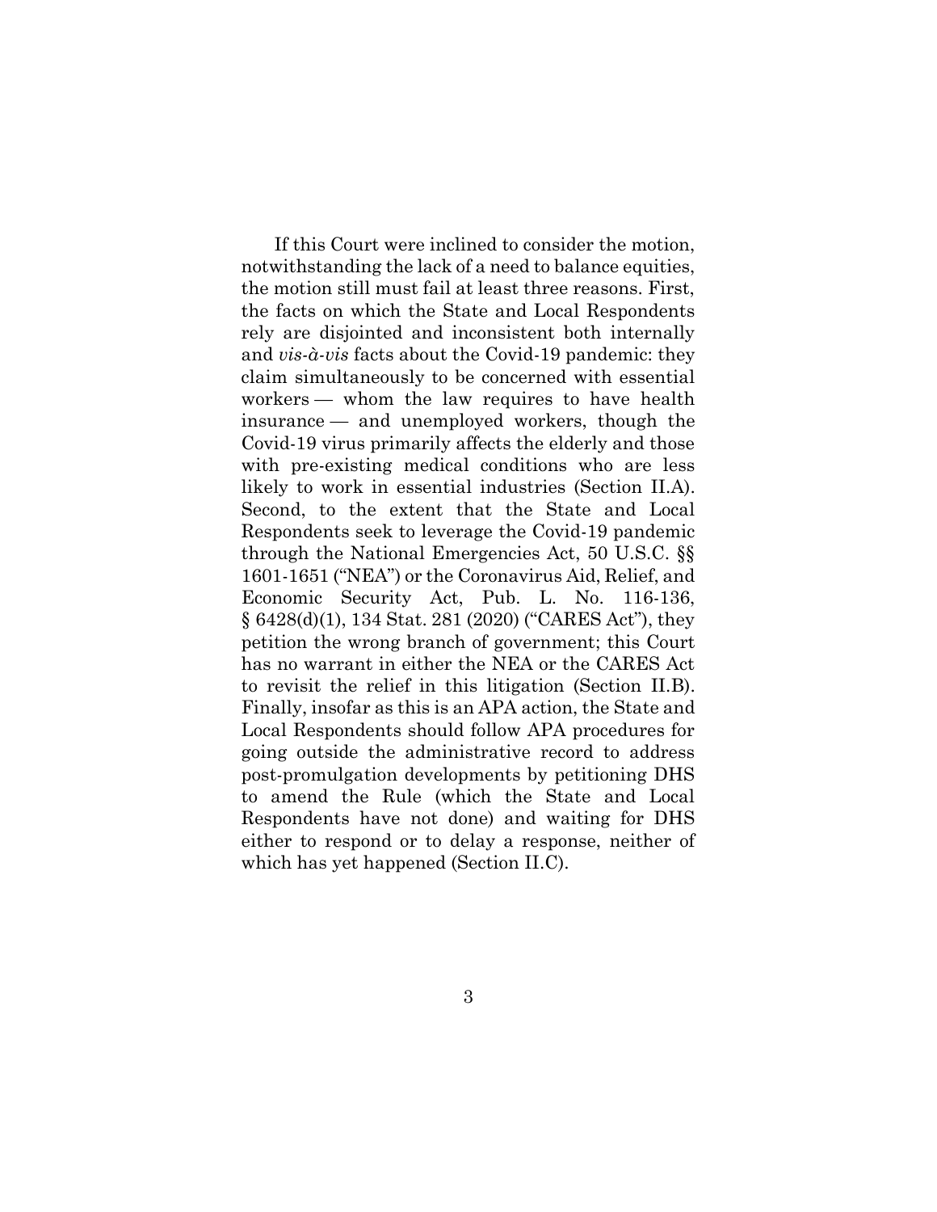If this Court were inclined to consider the motion, notwithstanding the lack of a need to balance equities, the motion still must fail at least three reasons. First, the facts on which the State and Local Respondents rely are disjointed and inconsistent both internally and *vis-à-vis* facts about the Covid-19 pandemic: they claim simultaneously to be concerned with essential workers — whom the law requires to have health insurance — and unemployed workers, though the Covid-19 virus primarily affects the elderly and those with pre-existing medical conditions who are less likely to work in essential industries (Section II.A). Second, to the extent that the State and Local Respondents seek to leverage the Covid-19 pandemic through the National Emergencies Act, 50 U.S.C. §§ 1601-1651 ("NEA") or the Coronavirus Aid, Relief, and Economic Security Act, Pub. L. No. 116-136, § 6428(d)(1), 134 Stat. 281 (2020) ("CARES Act"), they petition the wrong branch of government; this Court has no warrant in either the NEA or the CARES Act to revisit the relief in this litigation (Section II.B). Finally, insofar as this is an APA action, the State and Local Respondents should follow APA procedures for going outside the administrative record to address post-promulgation developments by petitioning DHS to amend the Rule (which the State and Local Respondents have not done) and waiting for DHS either to respond or to delay a response, neither of which has yet happened (Section II.C).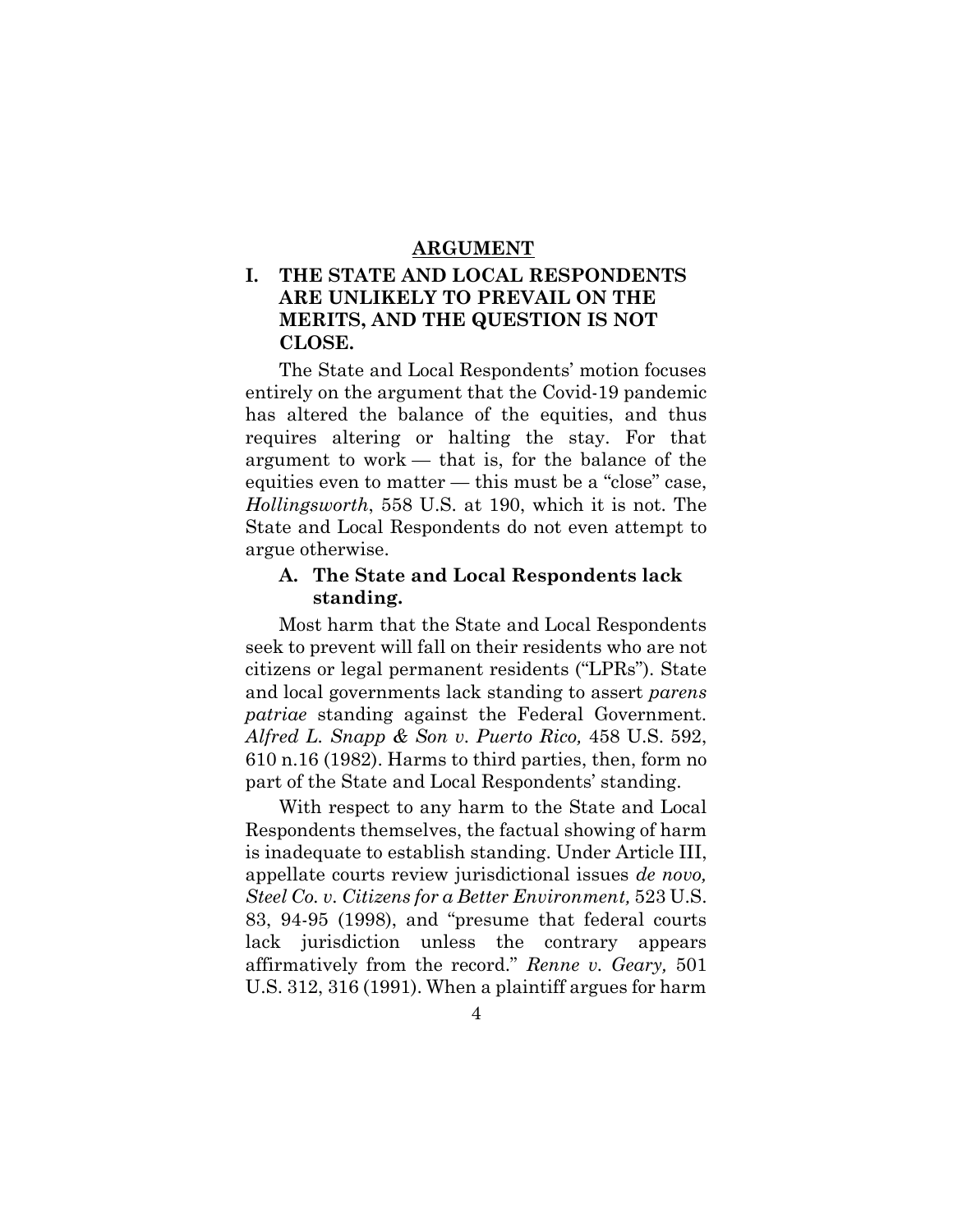## ARGUMENT

### I. THE STATE AND LOCAL RESPONDENTS ARE UNLIKELY TO PREVAIL ON THE MERITS, AND THE QUESTION IS NOT CLOSE.

The State and Local Respondents' motion focuses entirely on the argument that the Covid-19 pandemic has altered the balance of the equities, and thus requires altering or halting the stay. For that argument to work — that is, for the balance of the equities even to matter — this must be a "close" case, *Hollingsworth*, 558 U.S. at 190, which it is not. The State and Local Respondents do not even attempt to argue otherwise.

#### A. The State and Local Respondents lack standing.

Most harm that the State and Local Respondents seek to prevent will fall on their residents who are not citizens or legal permanent residents ("LPRs"). State and local governments lack standing to assert *parens patriae* standing against the Federal Government. *Alfred L. Snapp & Son v. Puerto Rico,* 458 U.S. 592, 610 n.16 (1982). Harms to third parties, then, form no part of the State and Local Respondents' standing.

With respect to any harm to the State and Local Respondents themselves, the factual showing of harm is inadequate to establish standing. Under Article III, appellate courts review jurisdictional issues *de novo, Steel Co. v. Citizens for a Better Environment,* 523 U.S. 83, 94-95 (1998), and "presume that federal courts lack jurisdiction unless the contrary appears affirmatively from the record." *Renne v. Geary,* 501 U.S. 312, 316 (1991). When a plaintiff argues for harm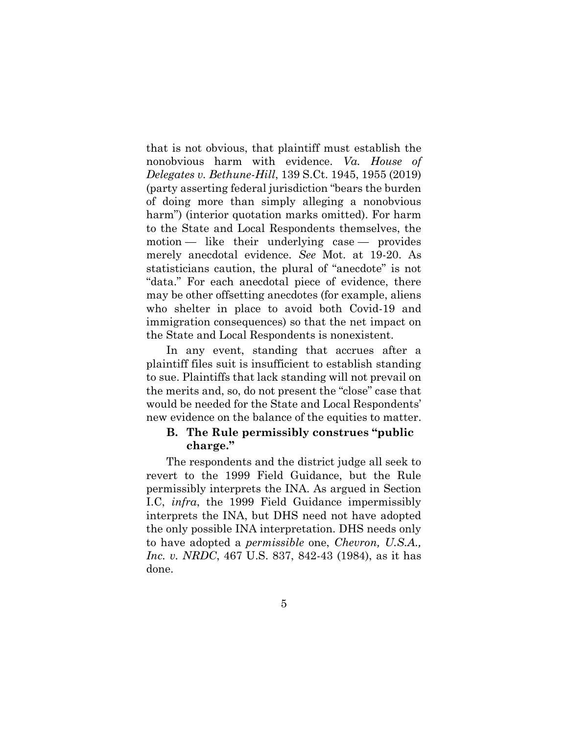that is not obvious, that plaintiff must establish the nonobvious harm with evidence. *Va. House of Delegates v. Bethune-Hill*, 139 S.Ct. 1945, 1955 (2019) (party asserting federal jurisdiction "bears the burden of doing more than simply alleging a nonobvious harm") (interior quotation marks omitted). For harm to the State and Local Respondents themselves, the motion — like their underlying case — provides merely anecdotal evidence. *See* Mot. at 19-20. As statisticians caution, the plural of "anecdote" is not "data." For each anecdotal piece of evidence, there may be other offsetting anecdotes (for example, aliens who shelter in place to avoid both Covid-19 and immigration consequences) so that the net impact on the State and Local Respondents is nonexistent.

In any event, standing that accrues after a plaintiff files suit is insufficient to establish standing to sue. Plaintiffs that lack standing will not prevail on the merits and, so, do not present the "close" case that would be needed for the State and Local Respondents' new evidence on the balance of the equities to matter.

### B. The Rule permissibly construes "public charge."

The respondents and the district judge all seek to revert to the 1999 Field Guidance, but the Rule permissibly interprets the INA. As argued in Section I.C, *infra*, the 1999 Field Guidance impermissibly interprets the INA, but DHS need not have adopted the only possible INA interpretation. DHS needs only to have adopted a *permissible* one, *Chevron, U.S.A., Inc. v. NRDC*, 467 U.S. 837, 842-43 (1984), as it has done.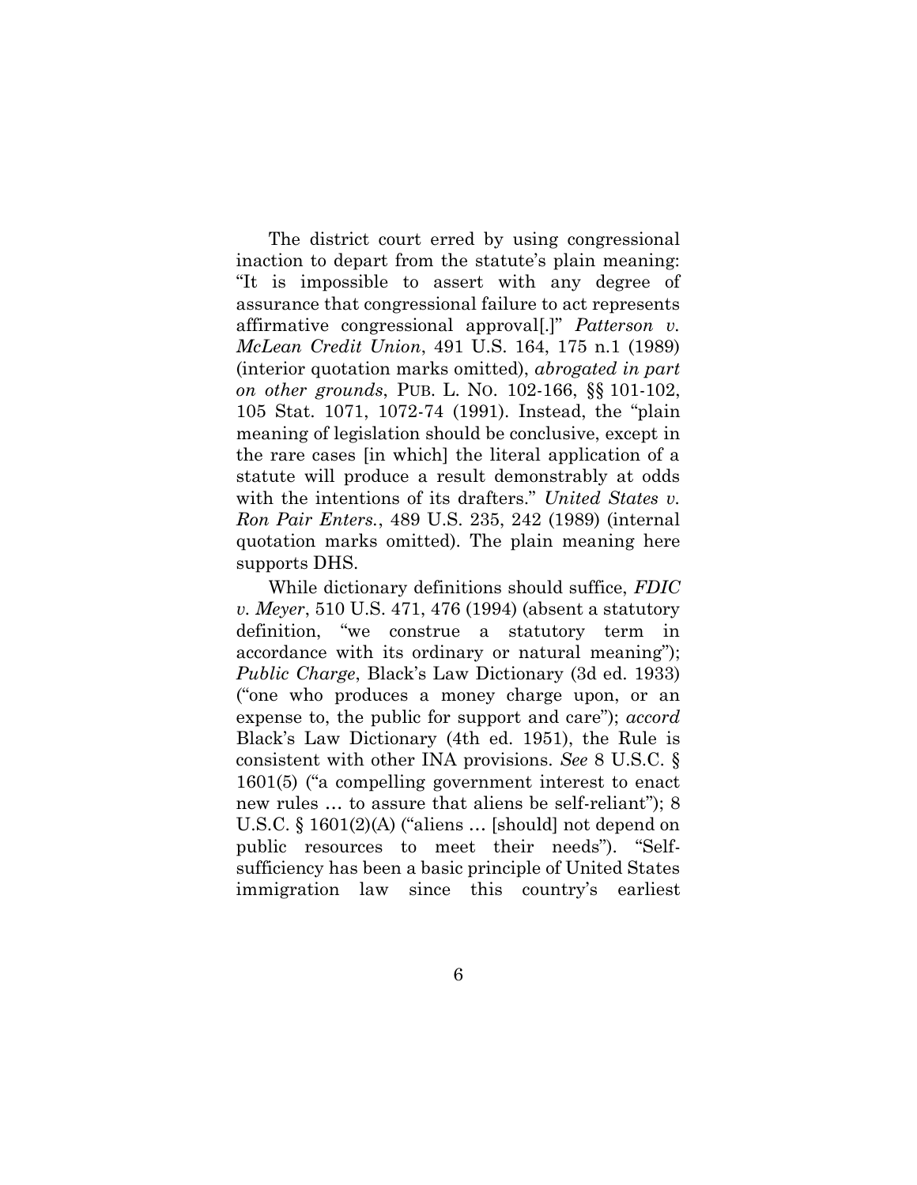The district court erred by using congressional inaction to depart from the statute's plain meaning: "It is impossible to assert with any degree of assurance that congressional failure to act represents affirmative congressional approval[.]" *Patterson v. McLean Credit Union*, 491 U.S. 164, 175 n.1 (1989) (interior quotation marks omitted), *abrogated in part on other grounds*, PUB. L. NO. 102-166, §§ 101-102, 105 Stat. 1071, 1072-74 (1991). Instead, the "plain meaning of legislation should be conclusive, except in the rare cases [in which] the literal application of a statute will produce a result demonstrably at odds with the intentions of its drafters." *United States v. Ron Pair Enters.*, 489 U.S. 235, 242 (1989) (internal quotation marks omitted). The plain meaning here supports DHS.

While dictionary definitions should suffice, *FDIC v. Meyer*, 510 U.S. 471, 476 (1994) (absent a statutory definition, "we construe a statutory term in accordance with its ordinary or natural meaning"); *Public Charge*, Black's Law Dictionary (3d ed. 1933) ("one who produces a money charge upon, or an expense to, the public for support and care"); *accord* Black's Law Dictionary (4th ed. 1951), the Rule is consistent with other INA provisions. *See* 8 U.S.C. § 1601(5) ("a compelling government interest to enact new rules … to assure that aliens be self-reliant"); 8 U.S.C. § 1601(2)(A) ("aliens … [should] not depend on public resources to meet their needs"). "Self-sufficiency has been a basic principle of United States immigration law since this country's earliest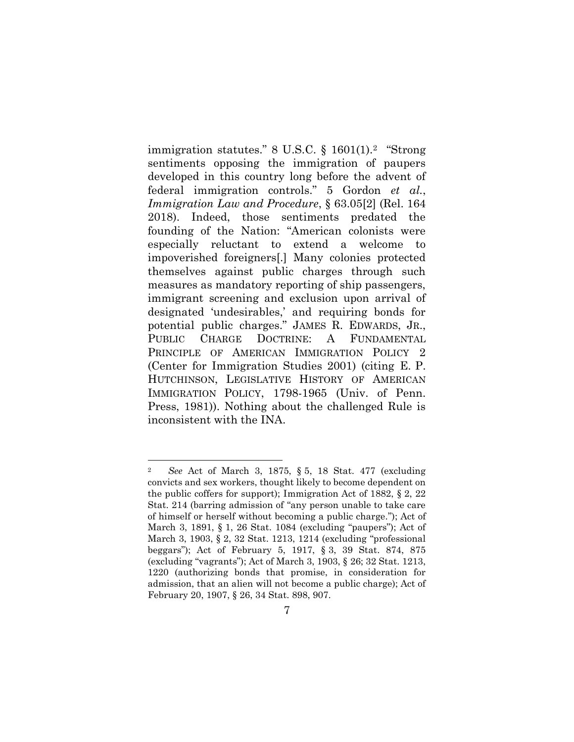immigration statutes." 8 U.S.C. § 1601(1).[2] "Strong sentiments opposing the immigration of paupers developed in this country long before the advent of federal immigration controls." 5 Gordon *et al.*, *Immigration Law and Procedure*, § 63.05[2] (Rel. 164 2018). Indeed, those sentiments predated the founding of the Nation: "American colonists were especially reluctant to extend a welcome to impoverished foreigners[.] Many colonies protected themselves against public charges through such measures as mandatory reporting of ship passengers, immigrant screening and exclusion upon arrival of designated 'undesirables,' and requiring bonds for potential public charges." JAMES R. EDWARDS, JR., PUBLIC CHARGE DOCTRINE: A FUNDAMENTAL PRINCIPLE OF AMERICAN IMMIGRATION POLICY 2 (Center for Immigration Studies 2001) (citing E. P. HUTCHINSON, LEGISLATIVE HISTORY OF AMERICAN IMMIGRATION POLICY, 1798-1965 (Univ. of Penn. Press, 1981)). Nothing about the challenged Rule is inconsistent with the INA.

---

[2] *See* Act of March 3, 1875, § 5, 18 Stat. 477 (excluding convicts and sex workers, thought likely to become dependent on the public coffers for support); Immigration Act of 1882, § 2, 22 Stat. 214 (barring admission of "any person unable to take care of himself or herself without becoming a public charge."); Act of March 3, 1891, § 1, 26 Stat. 1084 (excluding "paupers"); Act of March 3, 1903, § 2, 32 Stat. 1213, 1214 (excluding "professional beggars"); Act of February 5, 1917, § 3, 39 Stat. 874, 875 (excluding "vagrants"); Act of March 3, 1903, § 26; 32 Stat. 1213, 1220 (authorizing bonds that promise, in consideration for admission, that an alien will not become a public charge); Act of February 20, 1907, § 26, 34 Stat. 898, 907.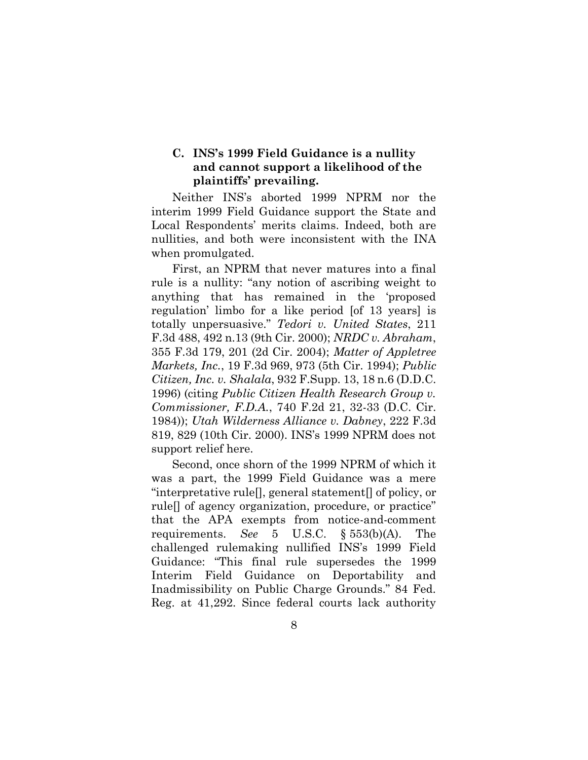### C. INS's 1999 Field Guidance is a nullity and cannot support a likelihood of the plaintiffs' prevailing.

Neither INS's aborted 1999 NPRM nor the interim 1999 Field Guidance support the State and Local Respondents' merits claims. Indeed, both are nullities, and both were inconsistent with the INA when promulgated.

First, an NPRM that never matures into a final rule is a nullity: "any notion of ascribing weight to anything that has remained in the 'proposed regulation' limbo for a like period [of 13 years] is totally unpersuasive." *Tedori v. United States*, 211 F.3d 488, 492 n.13 (9th Cir. 2000); *NRDC v. Abraham*, 355 F.3d 179, 201 (2d Cir. 2004); *Matter of Appletree Markets, Inc.*, 19 F.3d 969, 973 (5th Cir. 1994); *Public Citizen, Inc. v. Shalala*, 932 F.Supp. 13, 18 n.6 (D.D.C. 1996) (citing *Public Citizen Health Research Group v. Commissioner, F.D.A.*, 740 F.2d 21, 32-33 (D.C. Cir. 1984)); *Utah Wilderness Alliance v. Dabney*, 222 F.3d 819, 829 (10th Cir. 2000). INS's 1999 NPRM does not support relief here.

Second, once shorn of the 1999 NPRM of which it was a part, the 1999 Field Guidance was a mere "interpretative rule[], general statement[] of policy, or rule[] of agency organization, procedure, or practice" that the APA exempts from notice-and-comment requirements. *See* 5 U.S.C. § 553(b)(A). The challenged rulemaking nullified INS's 1999 Field Guidance: "This final rule supersedes the 1999 Interim Field Guidance on Deportability and Inadmissibility on Public Charge Grounds." 84 Fed. Reg. at 41,292. Since federal courts lack authority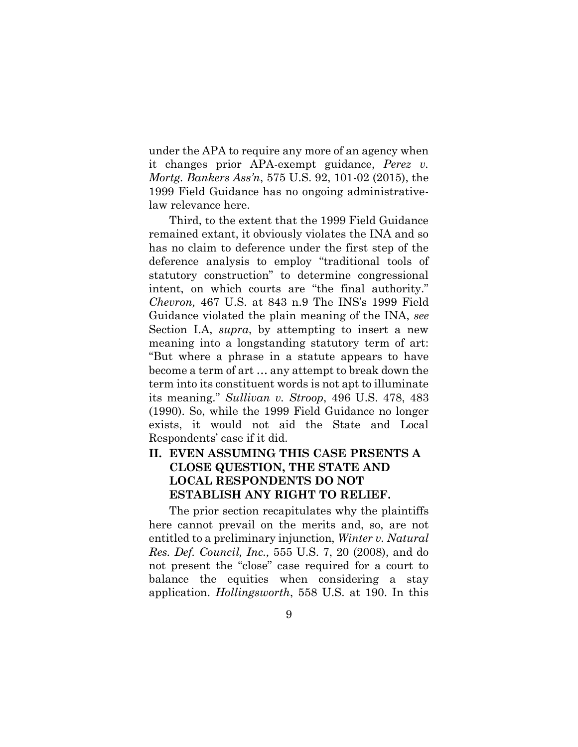under the APA to require any more of an agency when it changes prior APA-exempt guidance, *Perez v. Mortg. Bankers Ass'n*, 575 U.S. 92, 101-02 (2015), the 1999 Field Guidance has no ongoing administrative-law relevance here.

Third, to the extent that the 1999 Field Guidance remained extant, it obviously violates the INA and so has no claim to deference under the first step of the deference analysis to employ "traditional tools of statutory construction" to determine congressional intent, on which courts are "the final authority." *Chevron,* 467 U.S. at 843 n.9 The INS's 1999 Field Guidance violated the plain meaning of the INA, *see* Section I.A, *supra*, by attempting to insert a new meaning into a longstanding statutory term of art: "But where a phrase in a statute appears to have become a term of art … any attempt to break down the term into its constituent words is not apt to illuminate its meaning." *Sullivan v. Stroop*, 496 U.S. 478, 483 (1990). So, while the 1999 Field Guidance no longer exists, it would not aid the State and Local Respondents' case if it did.

## II. EVEN ASSUMING THIS CASE PRSENTS A CLOSE QUESTION, THE STATE AND LOCAL RESPONDENTS DO NOT ESTABLISH ANY RIGHT TO RELIEF.

The prior section recapitulates why the plaintiffs here cannot prevail on the merits and, so, are not entitled to a preliminary injunction, *Winter v. Natural Res. Def. Council, Inc.,* 555 U.S. 7, 20 (2008), and do not present the "close" case required for a court to balance the equities when considering a stay application. *Hollingsworth*, 558 U.S. at 190. In this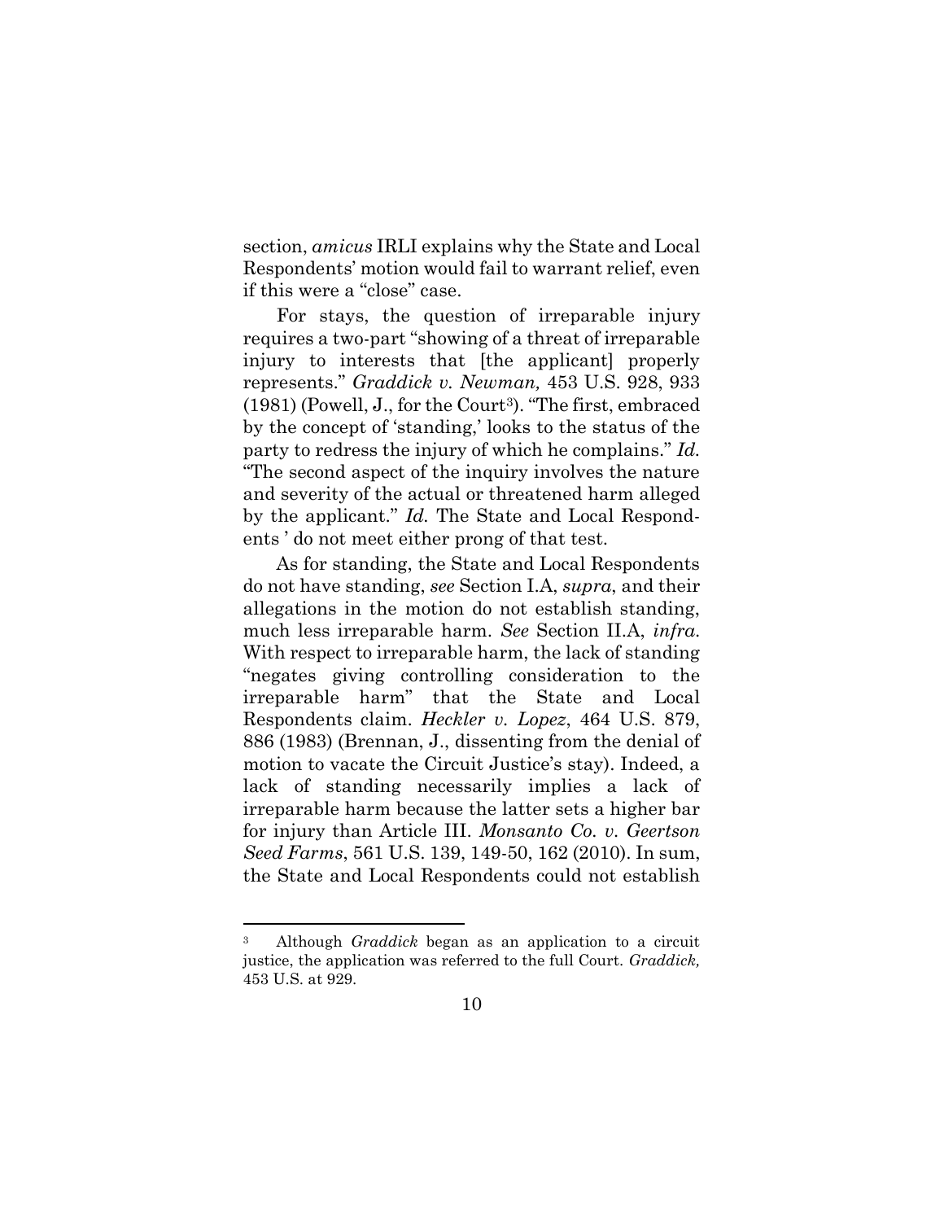section, *amicus* IRLI explains why the State and Local Respondents' motion would fail to warrant relief, even if this were a "close" case.

For stays, the question of irreparable injury requires a two-part "showing of a threat of irreparable injury to interests that [the applicant] properly represents." *Graddick v. Newman,* 453 U.S. 928, 933 (1981) (Powell, J., for the Court[3]). "The first, embraced by the concept of 'standing,' looks to the status of the party to redress the injury of which he complains." *Id.* "The second aspect of the inquiry involves the nature and severity of the actual or threatened harm alleged by the applicant." *Id.* The State and Local Respondents ' do not meet either prong of that test.

As for standing, the State and Local Respondents do not have standing, *see* Section I.A, *supra*, and their allegations in the motion do not establish standing, much less irreparable harm. *See* Section II.A, *infra*. With respect to irreparable harm, the lack of standing "negates giving controlling consideration to the irreparable harm" that the State and Local Respondents claim. *Heckler v. Lopez*, 464 U.S. 879, 886 (1983) (Brennan, J., dissenting from the denial of motion to vacate the Circuit Justice's stay). Indeed, a lack of standing necessarily implies a lack of irreparable harm because the latter sets a higher bar for injury than Article III. *Monsanto Co. v. Geertson Seed Farms*, 561 U.S. 139, 149-50, 162 (2010). In sum, the State and Local Respondents could not establish

---

[3] Although *Graddick* began as an application to a circuit justice, the application was referred to the full Court. *Graddick,* 453 U.S. at 929.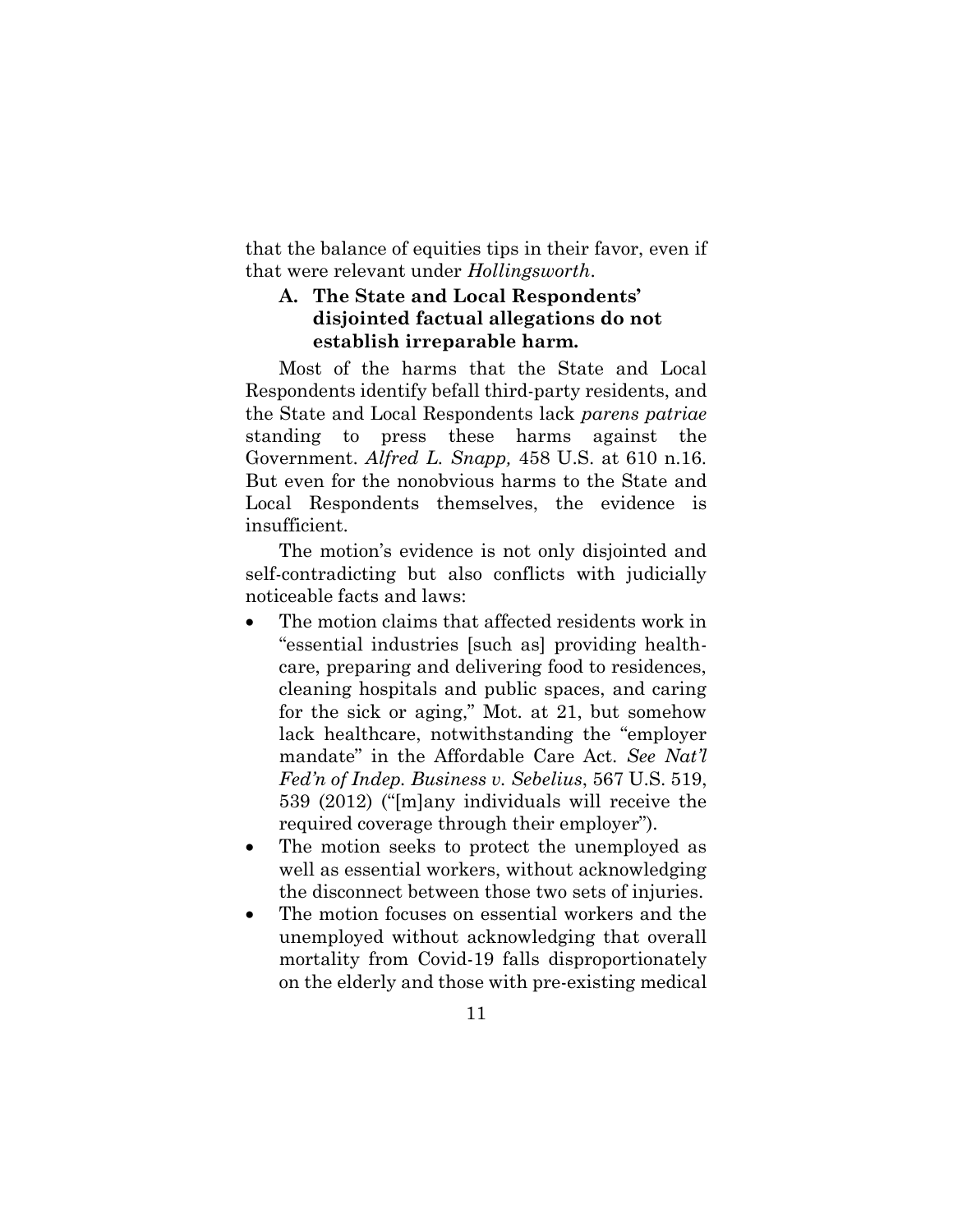that the balance of equities tips in their favor, even if that were relevant under *Hollingsworth*.

### A. The State and Local Respondents' disjointed factual allegations do not establish irreparable harm.

Most of the harms that the State and Local Respondents identify befall third-party residents, and the State and Local Respondents lack *parens patriae* standing to press these harms against the Government. *Alfred L. Snapp,* 458 U.S. at 610 n.16. But even for the nonobvious harms to the State and Local Respondents themselves, the evidence is insufficient.

The motion's evidence is not only disjointed and self-contradicting but also conflicts with judicially noticeable facts and laws:

- The motion claims that affected residents work in "essential industries [such as] providing health-care, preparing and delivering food to residences, cleaning hospitals and public spaces, and caring for the sick or aging," Mot. at 21, but somehow lack healthcare, notwithstanding the "employer mandate" in the Affordable Care Act. *See Nat'l Fed'n of Indep. Business v. Sebelius*, 567 U.S. 519, 539 (2012) ("[m]any individuals will receive the required coverage through their employer").
- The motion seeks to protect the unemployed as well as essential workers, without acknowledging the disconnect between those two sets of injuries.
- The motion focuses on essential workers and the unemployed without acknowledging that overall mortality from Covid-19 falls disproportionately on the elderly and those with pre-existing medical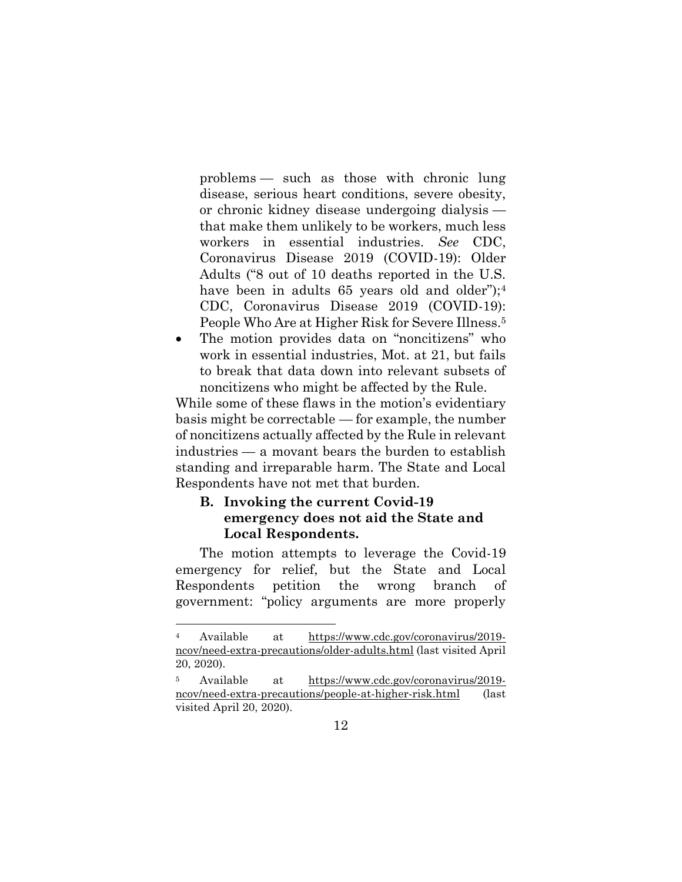problems — such as those with chronic lung disease, serious heart conditions, severe obesity, or chronic kidney disease undergoing dialysis — that make them unlikely to be workers, much less workers in essential industries. *See* CDC, Coronavirus Disease 2019 (COVID-19): Older Adults ("8 out of 10 deaths reported in the U.S. have been in adults 65 years old and older");[4] CDC, Coronavirus Disease 2019 (COVID-19): People Who Are at Higher Risk for Severe Illness.[5]

- The motion provides data on "noncitizens" who work in essential industries, Mot. at 21, but fails to break that data down into relevant subsets of noncitizens who might be affected by the Rule.

While some of these flaws in the motion's evidentiary basis might be correctable — for example, the number of noncitizens actually affected by the Rule in relevant industries — a movant bears the burden to establish standing and irreparable harm. The State and Local Respondents have not met that burden.

### B. Invoking the current Covid-19 emergency does not aid the State and Local Respondents.

The motion attempts to leverage the Covid-19 emergency for relief, but the State and Local Respondents petition the wrong branch of government: "policy arguments are more properly

---

[4] Available at https://www.cdc.gov/coronavirus/2019-ncov/need-extra-precautions/older-adults.html (last visited April 20, 2020).

[5] Available at https://www.cdc.gov/coronavirus/2019-ncov/need-extra-precautions/people-at-higher-risk.html (last visited April 20, 2020).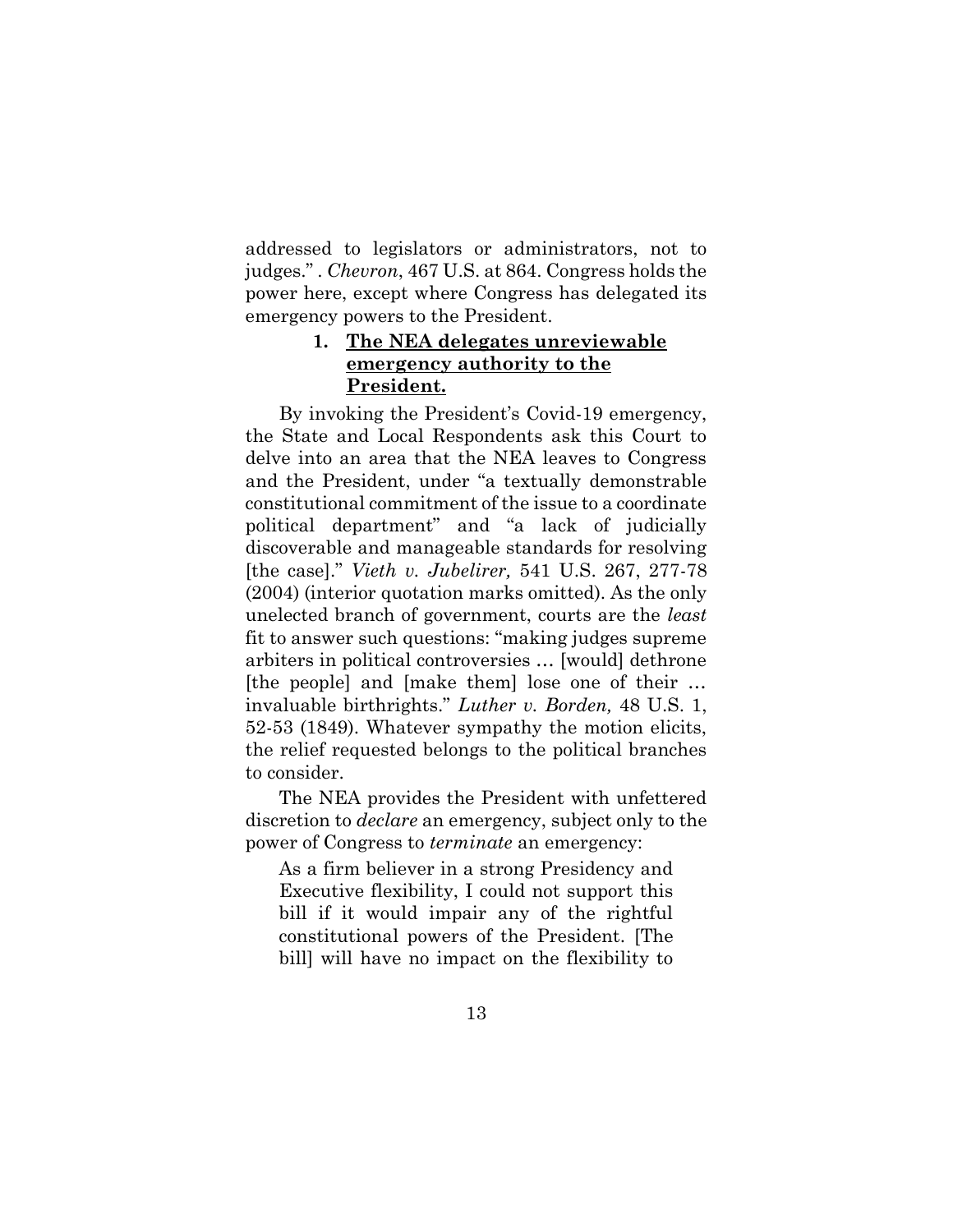addressed to legislators or administrators, not to judges." . *Chevron*, 467 U.S. at 864. Congress holds the power here, except where Congress has delegated its emergency powers to the President.

### 1. **The NEA delegates unreviewable emergency authority to the President.**

By invoking the President's Covid-19 emergency, the State and Local Respondents ask this Court to delve into an area that the NEA leaves to Congress and the President, under "a textually demonstrable constitutional commitment of the issue to a coordinate political department" and "a lack of judicially discoverable and manageable standards for resolving [the case]." *Vieth v. Jubelirer,* 541 U.S. 267, 277-78 (2004) (interior quotation marks omitted). As the only unelected branch of government, courts are the *least* fit to answer such questions: "making judges supreme arbiters in political controversies … [would] dethrone [the people] and [make them] lose one of their … invaluable birthrights." *Luther v. Borden,* 48 U.S. 1, 52-53 (1849). Whatever sympathy the motion elicits, the relief requested belongs to the political branches to consider.

The NEA provides the President with unfettered discretion to *declare* an emergency, subject only to the power of Congress to *terminate* an emergency:

> As a firm believer in a strong Presidency and Executive flexibility, I could not support this bill if it would impair any of the rightful constitutional powers of the President. [The bill] will have no impact on the flexibility to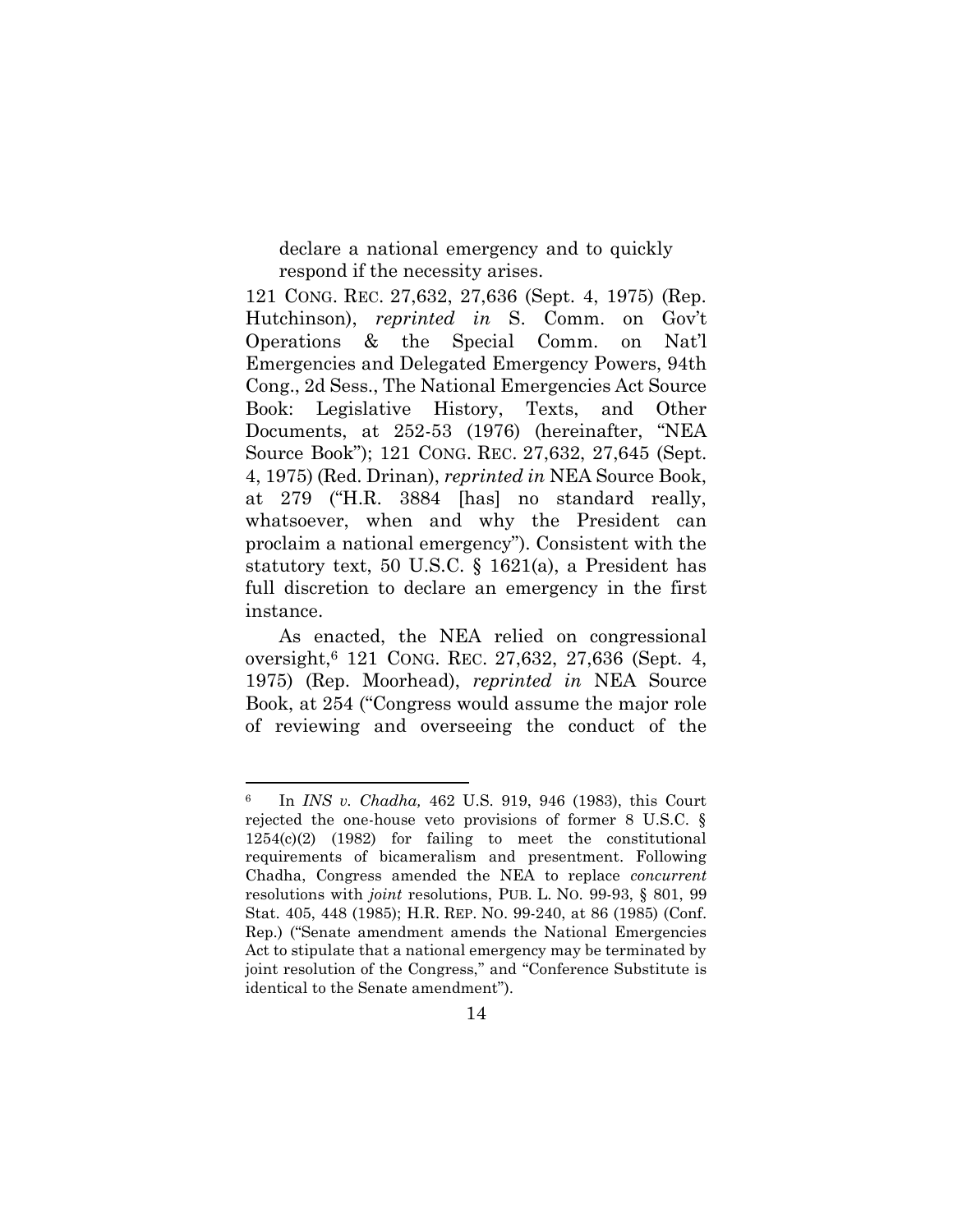> declare a national emergency and to quickly respond if the necessity arises.

121 CONG. REC. 27,632, 27,636 (Sept. 4, 1975) (Rep. Hutchinson), *reprinted in* S. Comm. on Gov't Operations & the Special Comm. on Nat'l Emergencies and Delegated Emergency Powers, 94th Cong., 2d Sess., The National Emergencies Act Source Book: Legislative History, Texts, and Other Documents, at 252-53 (1976) (hereinafter, "NEA Source Book"); 121 CONG. REC. 27,632, 27,645 (Sept. 4, 1975) (Red. Drinan), *reprinted in* NEA Source Book, at 279 ("H.R. 3884 [has] no standard really, whatsoever, when and why the President can proclaim a national emergency"). Consistent with the statutory text, 50 U.S.C. § 1621(a), a President has full discretion to declare an emergency in the first instance.

As enacted, the NEA relied on congressional oversight,[6] 121 CONG. REC. 27,632, 27,636 (Sept. 4, 1975) (Rep. Moorhead), *reprinted in* NEA Source Book, at 254 ("Congress would assume the major role of reviewing and overseeing the conduct of the

---

[6] In *INS v. Chadha,* 462 U.S. 919, 946 (1983), this Court rejected the one-house veto provisions of former 8 U.S.C. § 1254(c)(2) (1982) for failing to meet the constitutional requirements of bicameralism and presentment. Following Chadha, Congress amended the NEA to replace *concurrent* resolutions with *joint* resolutions, PUB. L. NO. 99-93, § 801, 99 Stat. 405, 448 (1985); H.R. REP. NO. 99-240, at 86 (1985) (Conf. Rep.) ("Senate amendment amends the National Emergencies Act to stipulate that a national emergency may be terminated by joint resolution of the Congress," and "Conference Substitute is identical to the Senate amendment").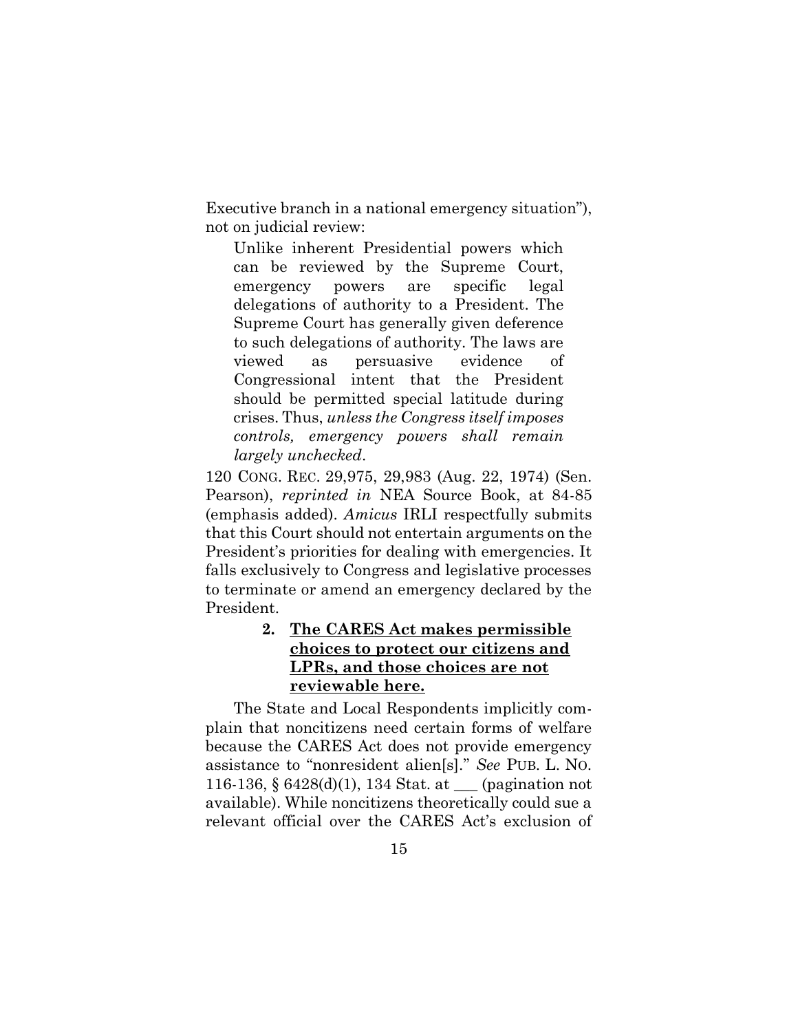Executive branch in a national emergency situation"), not on judicial review:

> Unlike inherent Presidential powers which can be reviewed by the Supreme Court, emergency powers are specific legal delegations of authority to a President. The Supreme Court has generally given deference to such delegations of authority. The laws are viewed as persuasive evidence of Congressional intent that the President should be permitted special latitude during crises. Thus, *unless the Congress itself imposes controls, emergency powers shall remain largely unchecked*.

120 CONG. REC. 29,975, 29,983 (Aug. 22, 1974) (Sen. Pearson), *reprinted in* NEA Source Book, at 84-85 (emphasis added). *Amicus* IRLI respectfully submits that this Court should not entertain arguments on the President's priorities for dealing with emergencies. It falls exclusively to Congress and legislative processes to terminate or amend an emergency declared by the President.

#### 2. <u>The CARES Act makes permissible choices to protect our citizens and LPRs, and those choices are not reviewable here.</u>

The State and Local Respondents implicitly complain that noncitizens need certain forms of welfare because the CARES Act does not provide emergency assistance to "nonresident alien[s]." *See* PUB. L. NO. 116-136, § 6428(d)(1), 134 Stat. at ___ (pagination not available). While noncitizens theoretically could sue a relevant official over the CARES Act's exclusion of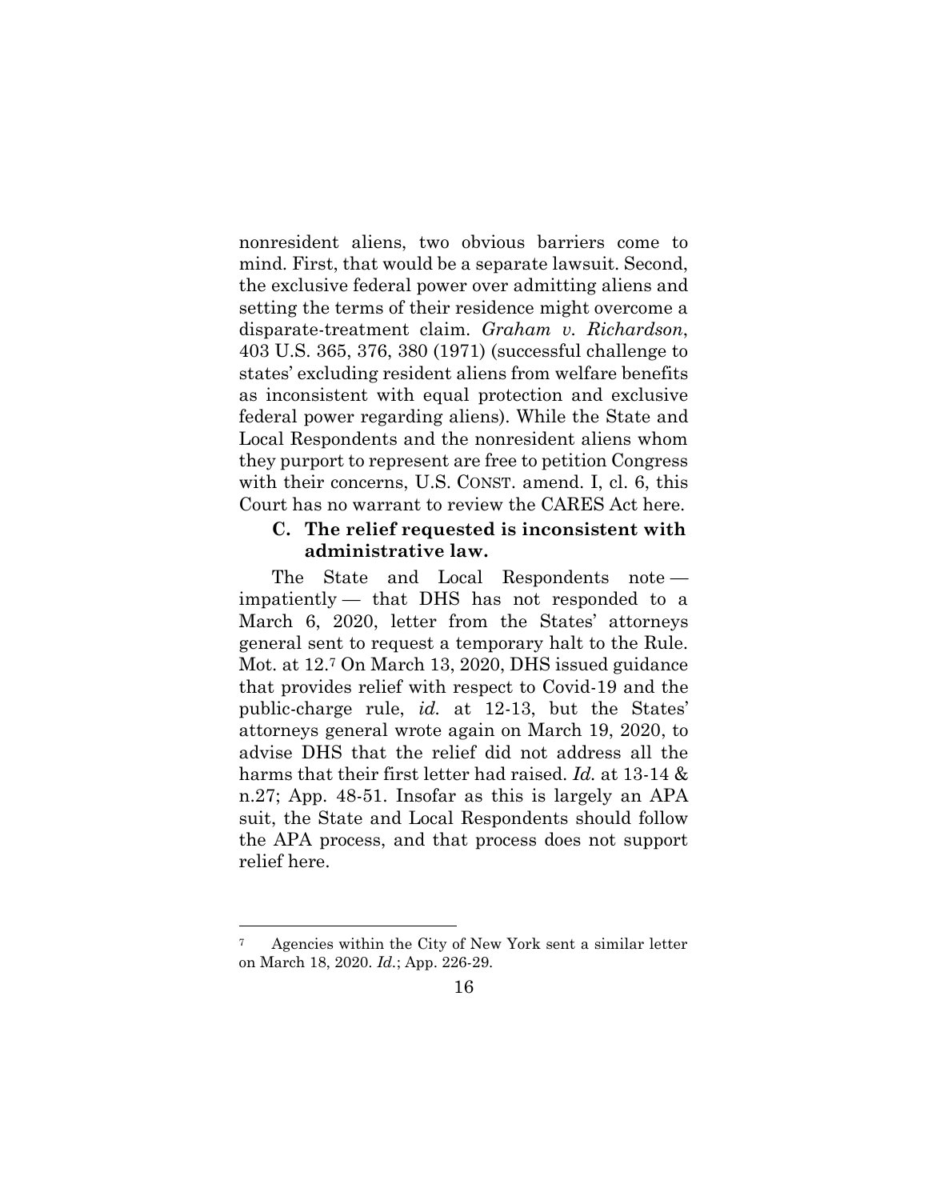nonresident aliens, two obvious barriers come to mind. First, that would be a separate lawsuit. Second, the exclusive federal power over admitting aliens and setting the terms of their residence might overcome a disparate-treatment claim. *Graham v. Richardson*, 403 U.S. 365, 376, 380 (1971) (successful challenge to states' excluding resident aliens from welfare benefits as inconsistent with equal protection and exclusive federal power regarding aliens). While the State and Local Respondents and the nonresident aliens whom they purport to represent are free to petition Congress with their concerns, U.S. CONST. amend. I, cl. 6, this Court has no warrant to review the CARES Act here.

### C. The relief requested is inconsistent with administrative law.

The State and Local Respondents note — impatiently — that DHS has not responded to a March 6, 2020, letter from the States' attorneys general sent to request a temporary halt to the Rule. Mot. at 12.[7] On March 13, 2020, DHS issued guidance that provides relief with respect to Covid-19 and the public-charge rule, *id.* at 12-13, but the States' attorneys general wrote again on March 19, 2020, to advise DHS that the relief did not address all the harms that their first letter had raised. *Id.* at 13-14 & n.27; App. 48-51. Insofar as this is largely an APA suit, the State and Local Respondents should follow the APA process, and that process does not support relief here.

---

[7] Agencies within the City of New York sent a similar letter on March 18, 2020. *Id.*; App. 226-29.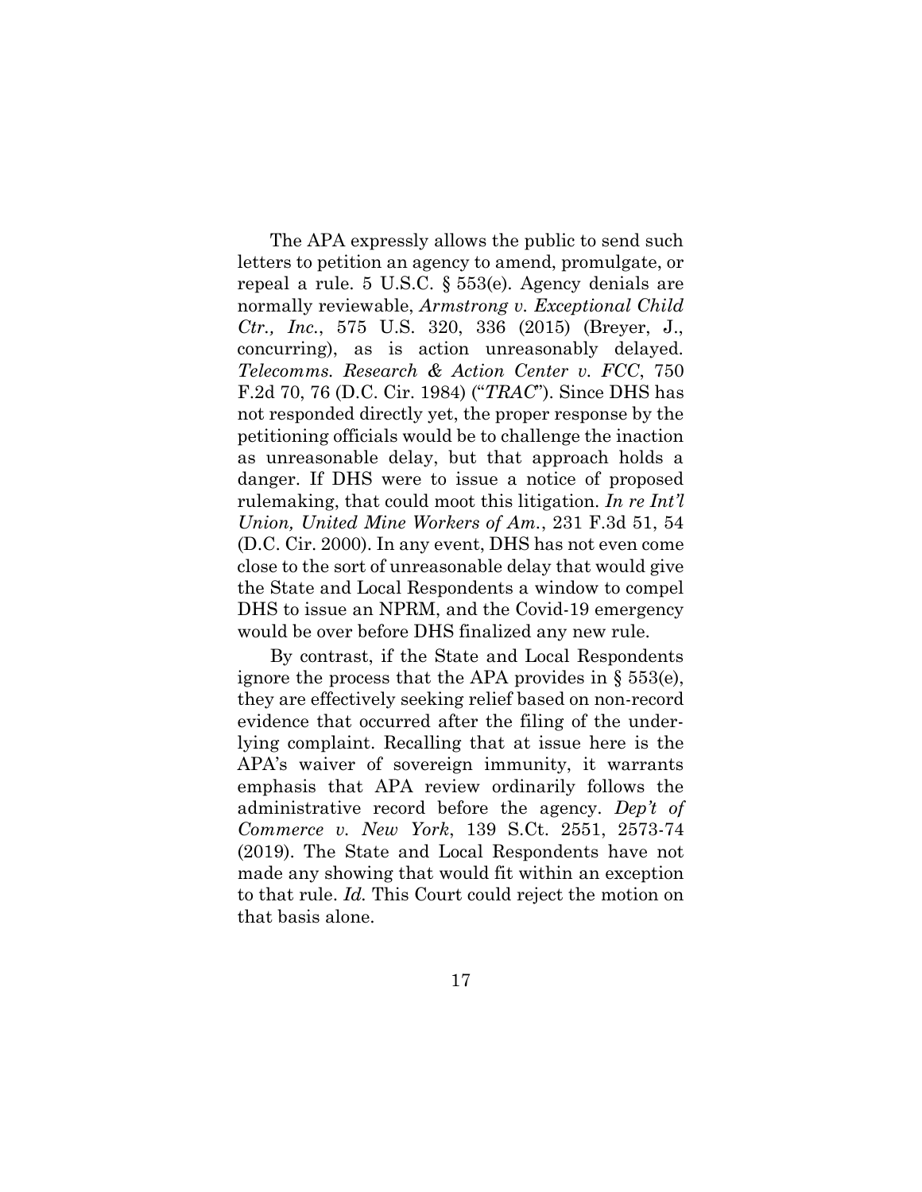The APA expressly allows the public to send such letters to petition an agency to amend, promulgate, or repeal a rule. 5 U.S.C. § 553(e). Agency denials are normally reviewable, *Armstrong v. Exceptional Child Ctr., Inc.*, 575 U.S. 320, 336 (2015) (Breyer, J., concurring), as is action unreasonably delayed. *Telecomms. Research & Action Center v. FCC*, 750 F.2d 70, 76 (D.C. Cir. 1984) ("*TRAC*"). Since DHS has not responded directly yet, the proper response by the petitioning officials would be to challenge the inaction as unreasonable delay, but that approach holds a danger. If DHS were to issue a notice of proposed rulemaking, that could moot this litigation. *In re Int'l Union, United Mine Workers of Am.*, 231 F.3d 51, 54 (D.C. Cir. 2000). In any event, DHS has not even come close to the sort of unreasonable delay that would give the State and Local Respondents a window to compel DHS to issue an NPRM, and the Covid-19 emergency would be over before DHS finalized any new rule.

By contrast, if the State and Local Respondents ignore the process that the APA provides in § 553(e), they are effectively seeking relief based on non-record evidence that occurred after the filing of the underlying complaint. Recalling that at issue here is the APA's waiver of sovereign immunity, it warrants emphasis that APA review ordinarily follows the administrative record before the agency. *Dep't of Commerce v. New York*, 139 S.Ct. 2551, 2573-74 (2019). The State and Local Respondents have not made any showing that would fit within an exception to that rule. *Id.* This Court could reject the motion on that basis alone.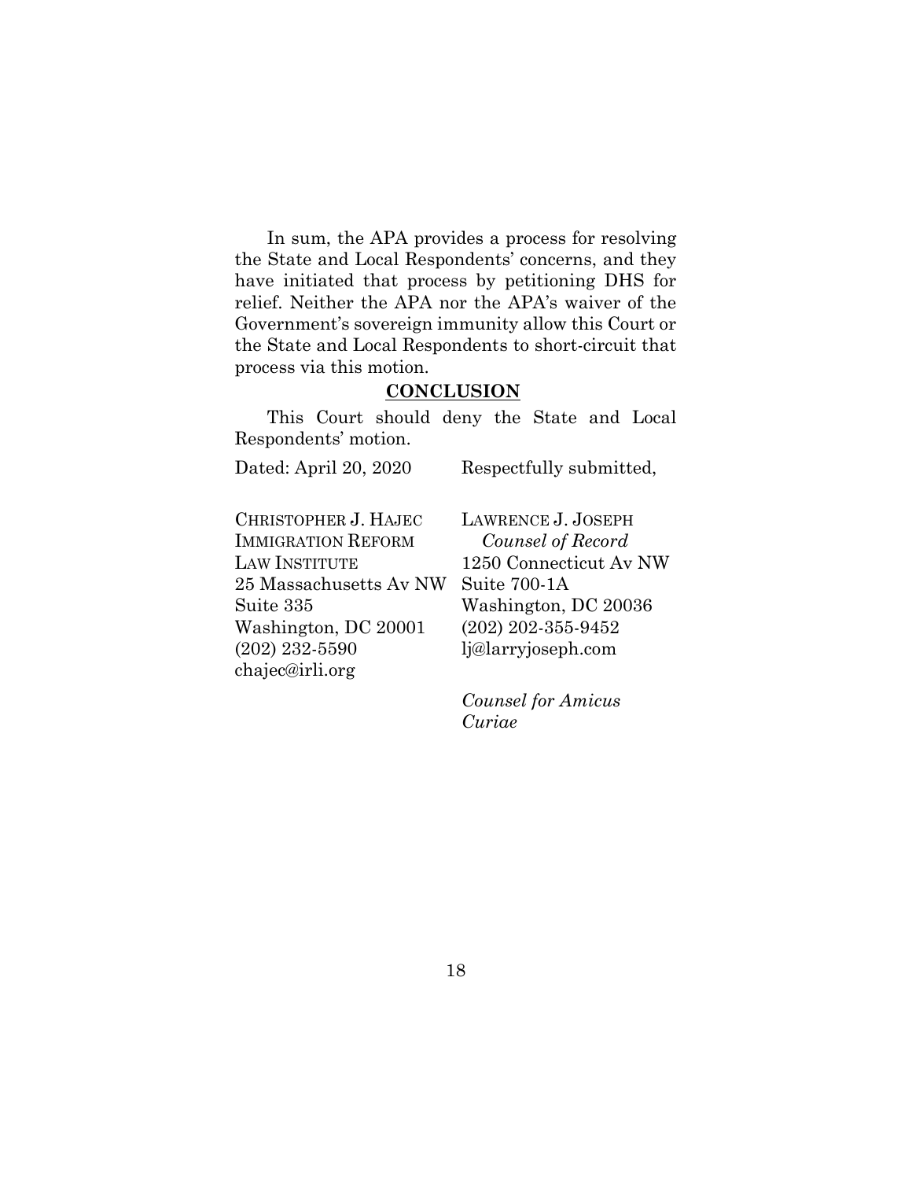In sum, the APA provides a process for resolving the State and Local Respondents' concerns, and they have initiated that process by petitioning DHS for relief. Neither the APA nor the APA's waiver of the Government's sovereign immunity allow this Court or the State and Local Respondents to short-circuit that process via this motion.

## CONCLUSION

This Court should deny the State and Local Respondents' motion.

Dated: April 20, 2020

Respectfully submitted,

CHRISTOPHER J. HAJEC
IMMIGRATION REFORM
LAW INSTITUTE
25 Massachusetts Av NW
Suite 335
Washington, DC 20001
(202) 232-5590
chajec@irli.org

LAWRENCE J. JOSEPH
*Counsel of Record*
1250 Connecticut Av NW
Suite 700-1A
Washington, DC 20036
(202) 202-355-9452
lj@larryjoseph.com

*Counsel for Amicus Curiae*